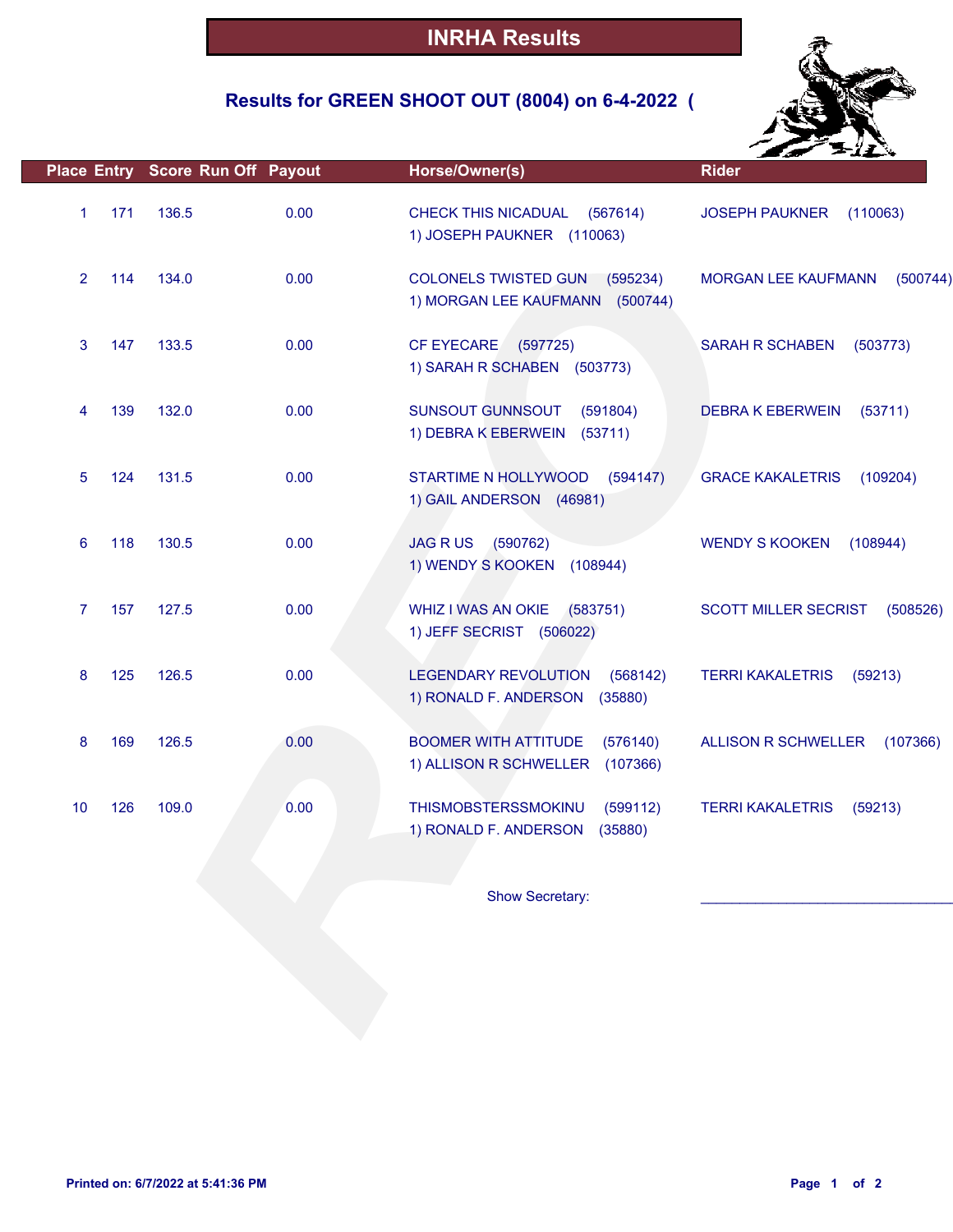# INRHA Results

## Results for GREEN SHOOT OUT (8004) on 6-4-2022 (

| Place | Entry | Score | Run Off | Payout | Horse/Owner(s) | Rider |
|---|---|---|---|---|---|---|
| 1 | 171 | 136.5 | | 0.00 | CHECK THIS NICADUAL (567614)<br>1) JOSEPH PAUKNER (110063) | JOSEPH PAUKNER (110063) |
| 2 | 114 | 134.0 | | 0.00 | COLONELS TWISTED GUN (595234)<br>1) MORGAN LEE KAUFMANN (500744) | MORGAN LEE KAUFMANN (500744) |
| 3 | 147 | 133.5 | | 0.00 | CF EYECARE (597725)<br>1) SARAH R SCHABEN (503773) | SARAH R SCHABEN (503773) |
| 4 | 139 | 132.0 | | 0.00 | SUNSOUT GUNNSOUT (591804)<br>1) DEBRA K EBERWEIN (53711) | DEBRA K EBERWEIN (53711) |
| 5 | 124 | 131.5 | | 0.00 | STARTIME N HOLLYWOOD (594147)<br>1) GAIL ANDERSON (46981) | GRACE KAKALETRIS (109204) |
| 6 | 118 | 130.5 | | 0.00 | JAG R US (590762)<br>1) WENDY S KOOKEN (108944) | WENDY S KOOKEN (108944) |
| 7 | 157 | 127.5 | | 0.00 | WHIZ I WAS AN OKIE (583751)<br>1) JEFF SECRIST (506022) | SCOTT MILLER SECRIST (508526) |
| 8 | 125 | 126.5 | | 0.00 | LEGENDARY REVOLUTION (568142)<br>1) RONALD F. ANDERSON (35880) | TERRI KAKALETRIS (59213) |
| 8 | 169 | 126.5 | | 0.00 | BOOMER WITH ATTITUDE (576140)<br>1) ALLISON R SCHWELLER (107366) | ALLISON R SCHWELLER (107366) |
| 10 | 126 | 109.0 | | 0.00 | THISMOBSTERSSMOKINU (599112)<br>1) RONALD F. ANDERSON (35880) | TERRI KAKALETRIS (59213) |

Show Secretary: ________________________________

Printed on: 6/7/2022 at 5:41:36 PM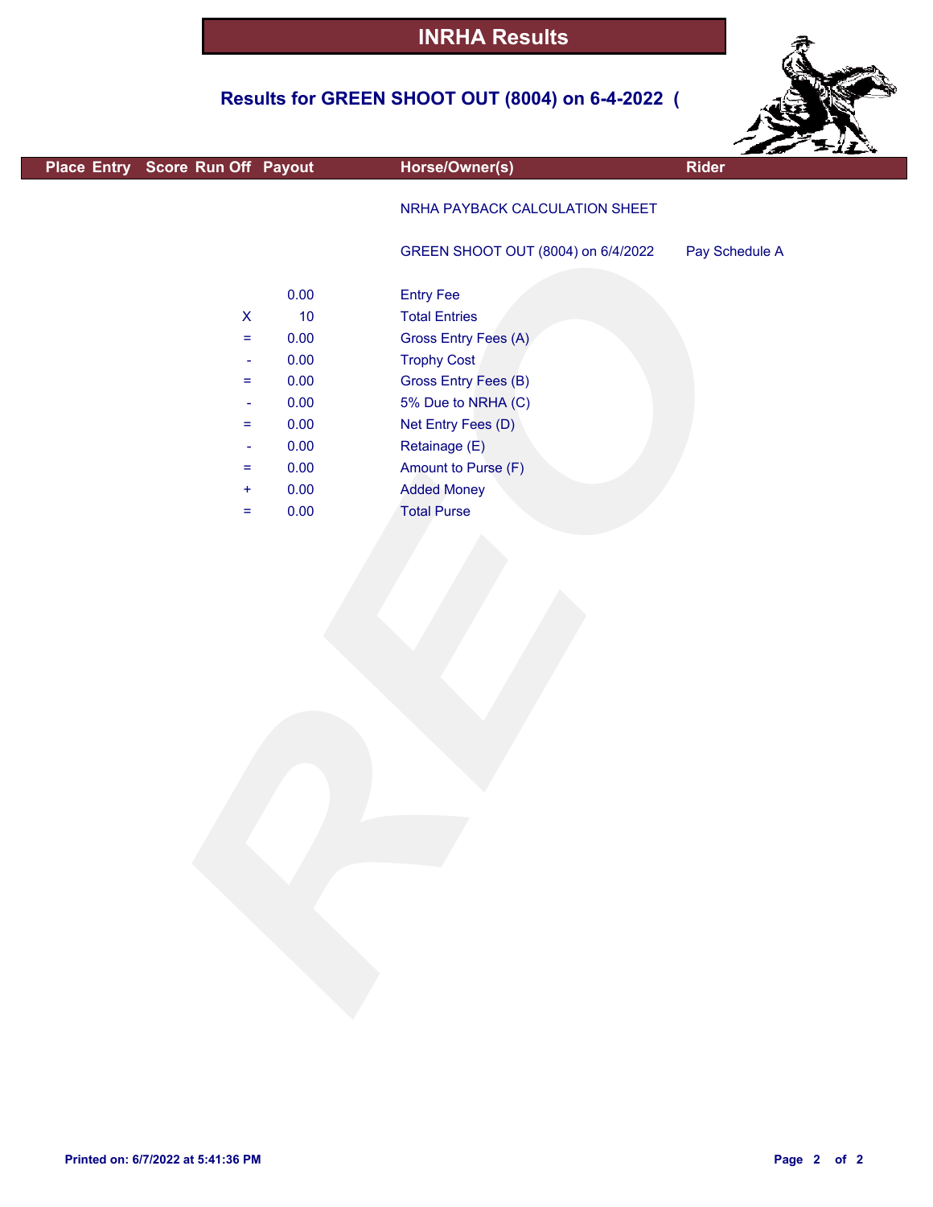# INRHA Results

## Results for GREEN SHOOT OUT (8004) on 6-4-2022 (

| Place | Entry | Score | Run Off | Payout | Horse/Owner(s) | Rider |
|---|---|---|---|---|---|---|

NRHA PAYBACK CALCULATION SHEET

GREEN SHOOT OUT (8004) on 6/4/2022 — Pay Schedule A

| | Amount | Item |
|---|---|---|
| | 0.00 | Entry Fee |
| X | 10 | Total Entries |
| = | 0.00 | Gross Entry Fees (A) |
| - | 0.00 | Trophy Cost |
| = | 0.00 | Gross Entry Fees (B) |
| - | 0.00 | 5% Due to NRHA (C) |
| = | 0.00 | Net Entry Fees (D) |
| - | 0.00 | Retainage (E) |
| = | 0.00 | Amount to Purse (F) |
| + | 0.00 | Added Money |
| = | 0.00 | Total Purse |

Printed on: 6/7/2022 at 5:41:36 PM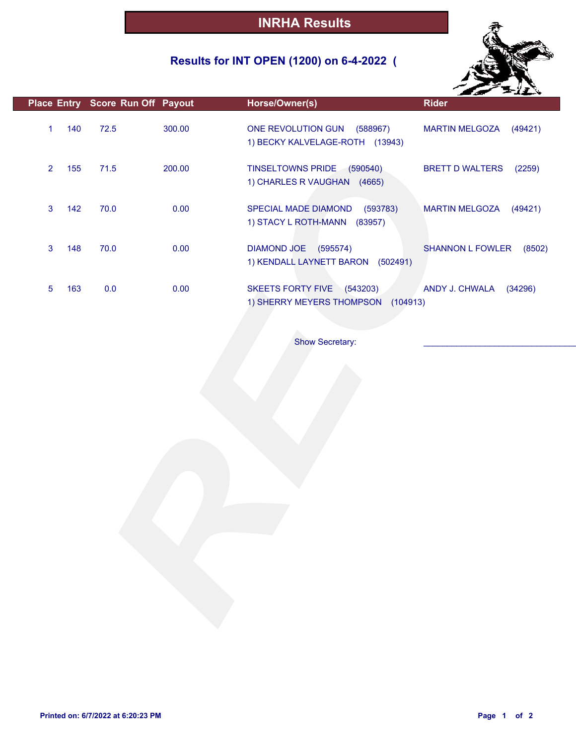# INRHA Results

## Results for INT OPEN (1200) on 6-4-2022 (

| Place | Entry | Score | Run Off | Payout | Horse/Owner(s) | Rider |
|---|---|---|---|---|---|---|
| 1 | 140 | 72.5 | | 300.00 | ONE REVOLUTION GUN (588967)<br>1) BECKY KALVELAGE-ROTH (13943) | MARTIN MELGOZA (49421) |
| 2 | 155 | 71.5 | | 200.00 | TINSELTOWNS PRIDE (590540)<br>1) CHARLES R VAUGHAN (4665) | BRETT D WALTERS (2259) |
| 3 | 142 | 70.0 | | 0.00 | SPECIAL MADE DIAMOND (593783)<br>1) STACY L ROTH-MANN (83957) | MARTIN MELGOZA (49421) |
| 3 | 148 | 70.0 | | 0.00 | DIAMOND JOE (595574)<br>1) KENDALL LAYNETT BARON (502491) | SHANNON L FOWLER (8502) |
| 5 | 163 | 0.0 | | 0.00 | SKEETS FORTY FIVE (543203)<br>1) SHERRY MEYERS THOMPSON (104913) | ANDY J. CHWALA (34296) |

Show Secretary: ______________________________

Printed on: 6/7/2022 at 6:20:23 PM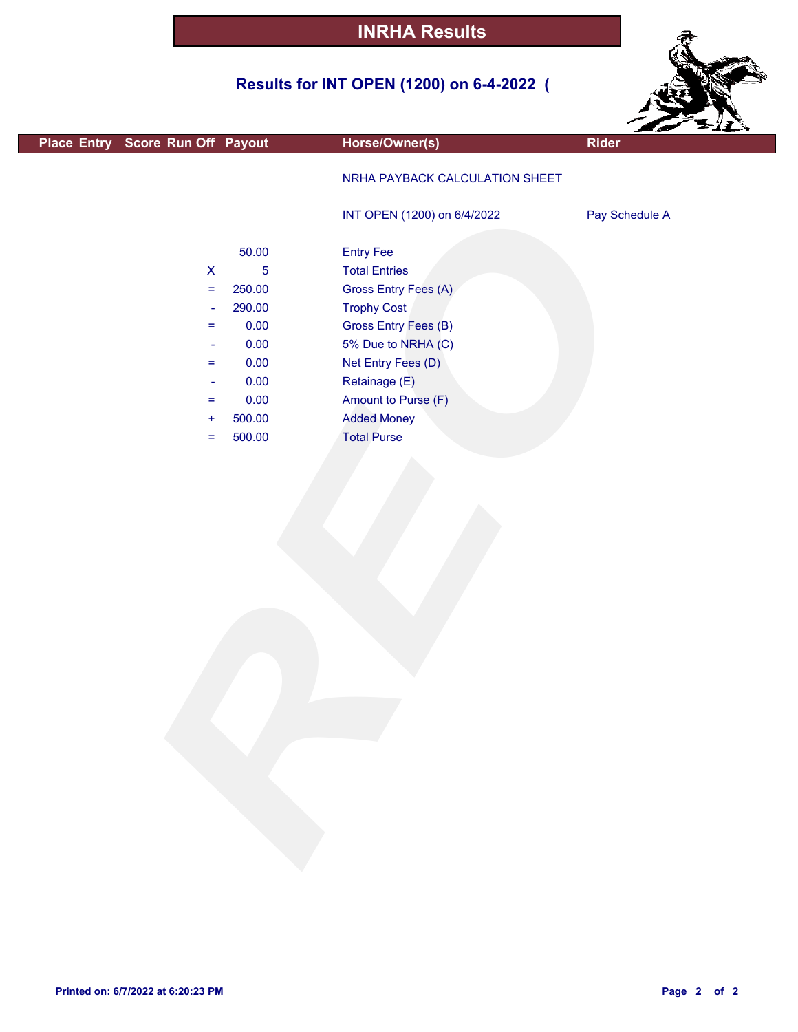# INRHA Results

## Results for INT OPEN (1200) on 6-4-2022 (

| Place | Entry | Score | Run Off | Payout | Horse/Owner(s) | Rider |
|---|---|---|---|---|---|---|

NRHA PAYBACK CALCULATION SHEET

INT OPEN (1200) on 6/4/2022 — Pay Schedule A

| | Amount | Description |
|---|---|---|
| | 50.00 | Entry Fee |
| X | 5 | Total Entries |
| = | 250.00 | Gross Entry Fees (A) |
| - | 290.00 | Trophy Cost |
| = | 0.00 | Gross Entry Fees (B) |
| - | 0.00 | 5% Due to NRHA (C) |
| = | 0.00 | Net Entry Fees (D) |
| - | 0.00 | Retainage (E) |
| = | 0.00 | Amount to Purse (F) |
| + | 500.00 | Added Money |
| = | 500.00 | Total Purse |

Printed on: 6/7/2022 at 6:20:23 PM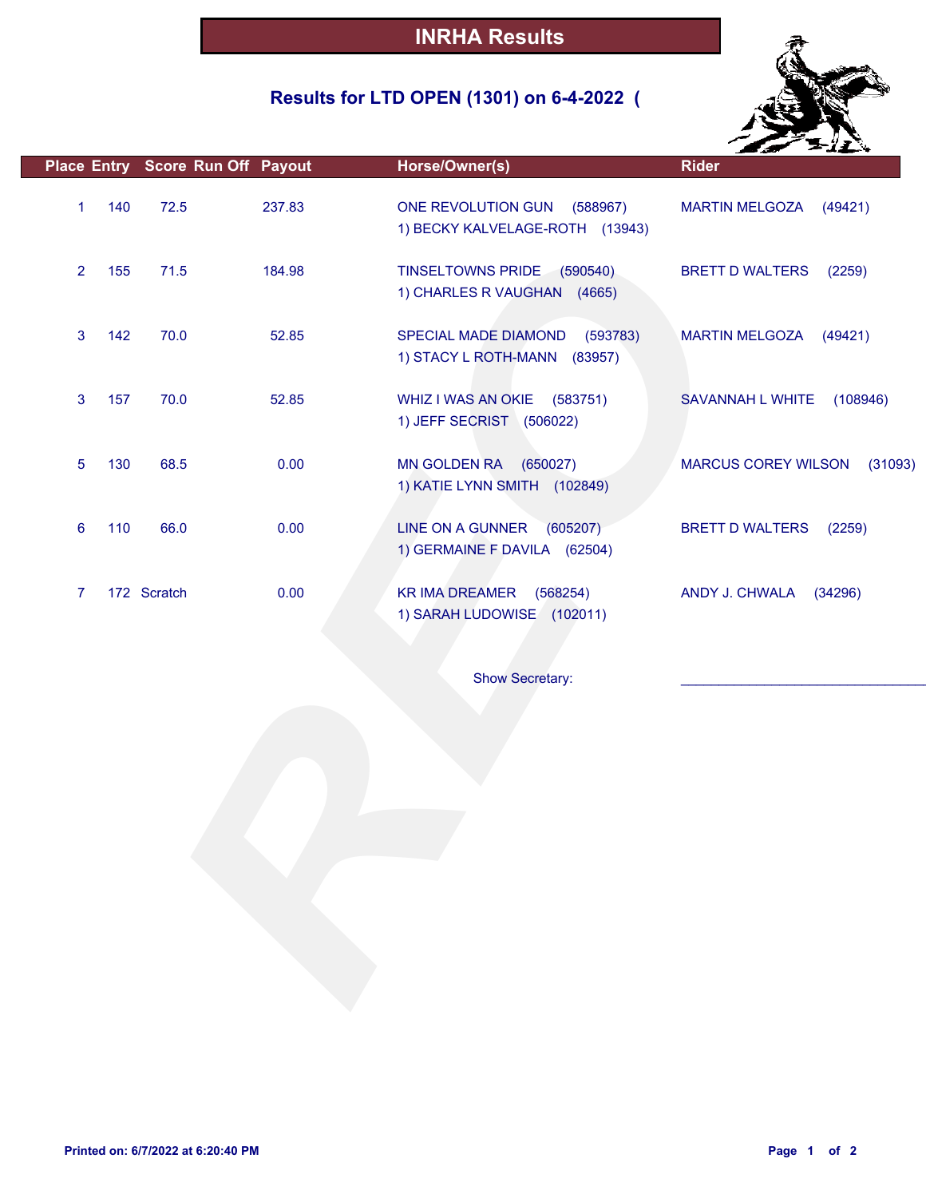# INRHA Results

## Results for LTD OPEN (1301) on 6-4-2022 (

| Place | Entry | Score | Run Off | Payout | Horse/Owner(s) | Rider |
|---|---|---|---|---|---|---|
| 1 | 140 | 72.5 | | 237.83 | ONE REVOLUTION GUN (588967)<br>1) BECKY KALVELAGE-ROTH (13943) | MARTIN MELGOZA (49421) |
| 2 | 155 | 71.5 | | 184.98 | TINSELTOWNS PRIDE (590540)<br>1) CHARLES R VAUGHAN (4665) | BRETT D WALTERS (2259) |
| 3 | 142 | 70.0 | | 52.85 | SPECIAL MADE DIAMOND (593783)<br>1) STACY L ROTH-MANN (83957) | MARTIN MELGOZA (49421) |
| 3 | 157 | 70.0 | | 52.85 | WHIZ I WAS AN OKIE (583751)<br>1) JEFF SECRIST (506022) | SAVANNAH L WHITE (108946) |
| 5 | 130 | 68.5 | | 0.00 | MN GOLDEN RA (650027)<br>1) KATIE LYNN SMITH (102849) | MARCUS COREY WILSON (31093) |
| 6 | 110 | 66.0 | | 0.00 | LINE ON A GUNNER (605207)<br>1) GERMAINE F DAVILA (62504) | BRETT D WALTERS (2259) |
| 7 | 172 | Scratch | | 0.00 | KR IMA DREAMER (568254)<br>1) SARAH LUDOWISE (102011) | ANDY J. CHWALA (34296) |

Show Secretary: ______________________________

Printed on: 6/7/2022 at 6:20:40 PM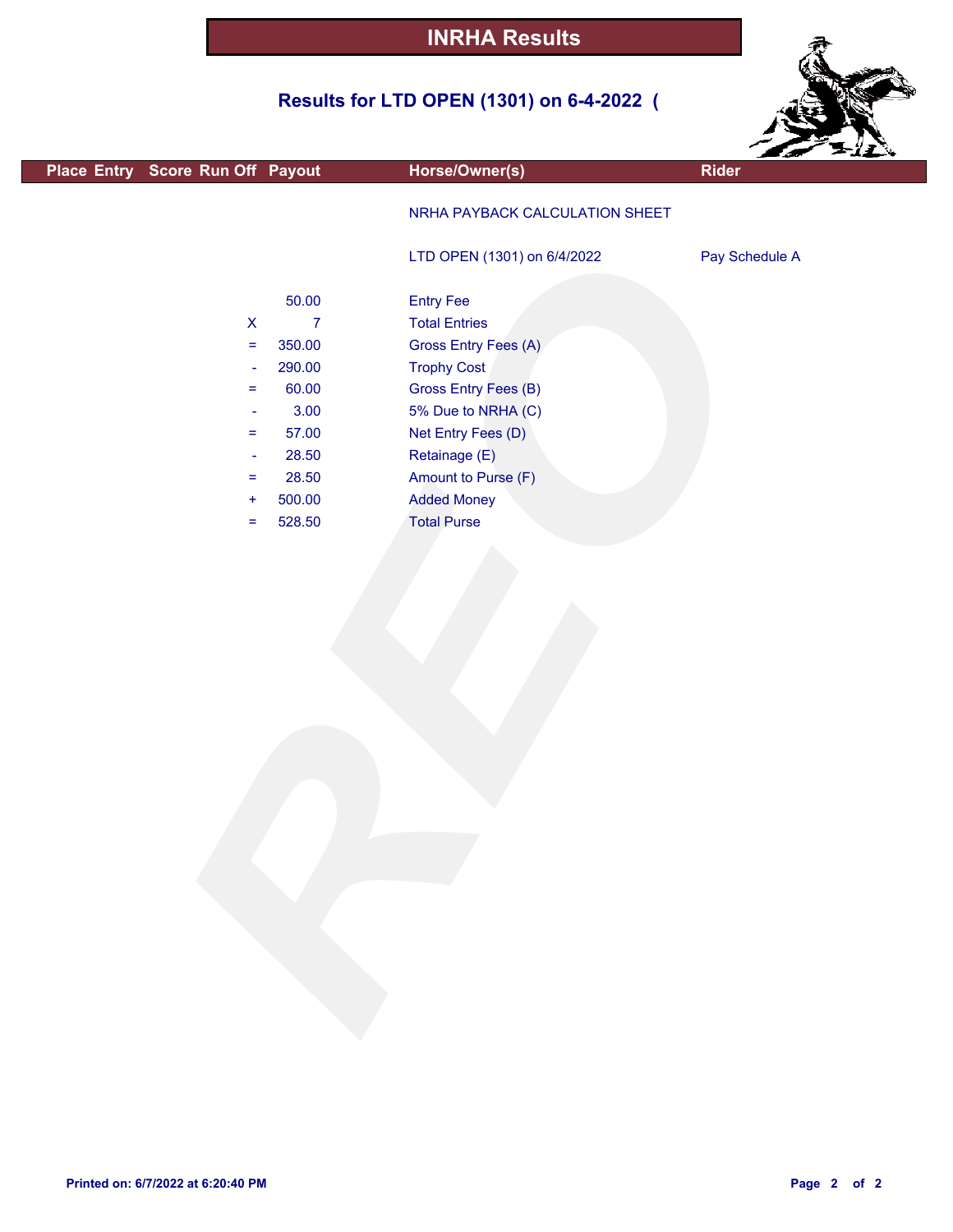# INRHA Results

## Results for LTD OPEN (1301) on 6-4-2022 (

| Place | Entry | Score | Run Off | Payout | Horse/Owner(s) | Rider |
|---|---|---|---|---|---|---|
| | | | | | NRHA PAYBACK CALCULATION SHEET | |
| | | | | | LTD OPEN (1301) on 6/4/2022 | Pay Schedule A |
| | | | | 50.00 | Entry Fee | |
| | | | X | 7 | Total Entries | |
| | | | = | 350.00 | Gross Entry Fees (A) | |
| | | | - | 290.00 | Trophy Cost | |
| | | | = | 60.00 | Gross Entry Fees (B) | |
| | | | - | 3.00 | 5% Due to NRHA (C) | |
| | | | = | 57.00 | Net Entry Fees (D) | |
| | | | - | 28.50 | Retainage (E) | |
| | | | = | 28.50 | Amount to Purse (F) | |
| | | | + | 500.00 | Added Money | |
| | | | = | 528.50 | Total Purse | |

Printed on: 6/7/2022 at 6:20:40 PM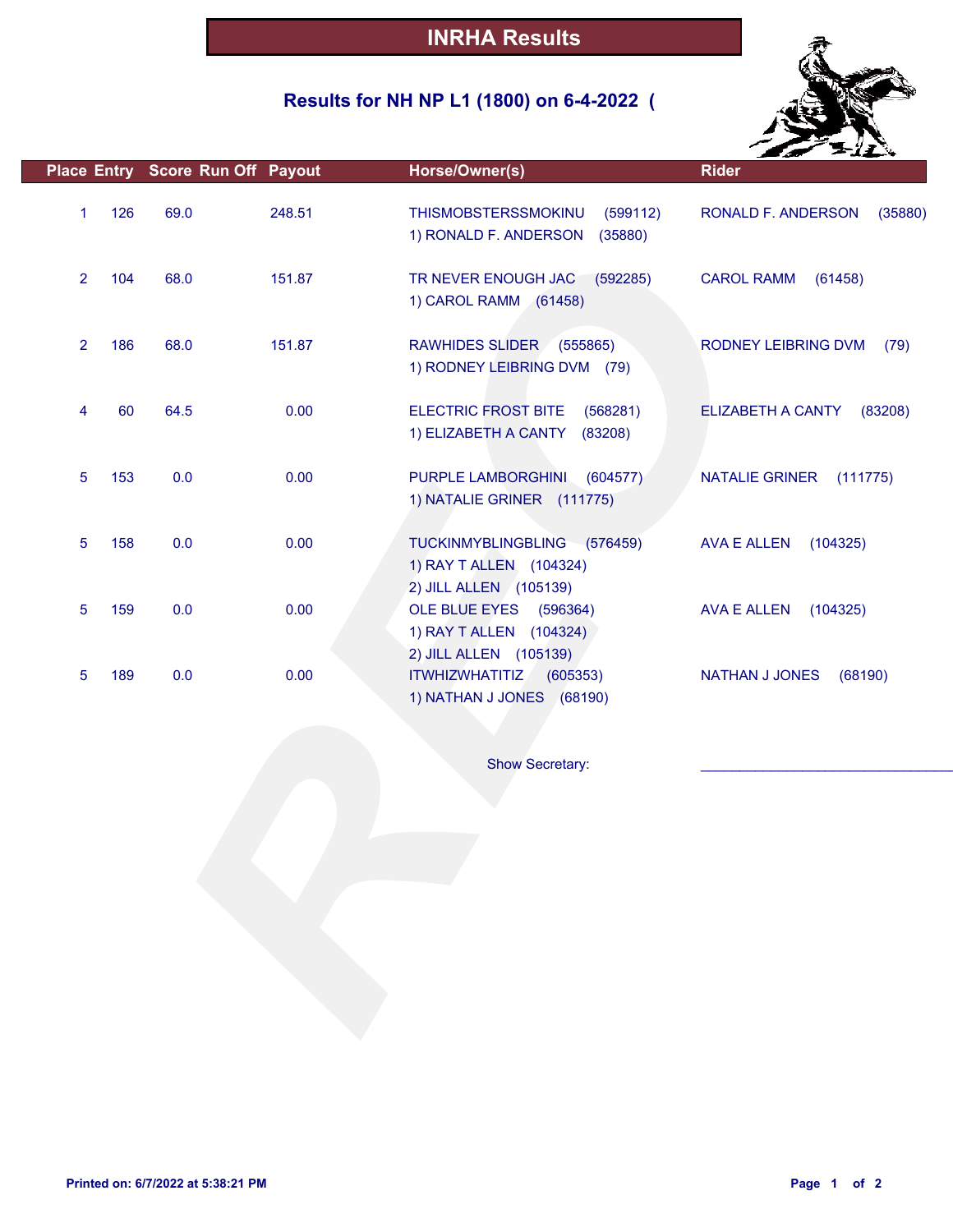# INRHA Results

## Results for NH NP L1 (1800) on 6-4-2022 (

| Place | Entry | Score | Run Off | Payout | Horse/Owner(s) | Rider |
|---|---|---|---|---|---|---|
| 1 | 126 | 69.0 | | 248.51 | THISMOBSTERSSMOKINU (599112)<br>1) RONALD F. ANDERSON (35880) | RONALD F. ANDERSON (35880) |
| 2 | 104 | 68.0 | | 151.87 | TR NEVER ENOUGH JAC (592285)<br>1) CAROL RAMM (61458) | CAROL RAMM (61458) |
| 2 | 186 | 68.0 | | 151.87 | RAWHIDES SLIDER (555865)<br>1) RODNEY LEIBRING DVM (79) | RODNEY LEIBRING DVM (79) |
| 4 | 60 | 64.5 | | 0.00 | ELECTRIC FROST BITE (568281)<br>1) ELIZABETH A CANTY (83208) | ELIZABETH A CANTY (83208) |
| 5 | 153 | 0.0 | | 0.00 | PURPLE LAMBORGHINI (604577)<br>1) NATALIE GRINER (111775) | NATALIE GRINER (111775) |
| 5 | 158 | 0.0 | | 0.00 | TUCKINMYBLINGBLING (576459)<br>1) RAY T ALLEN (104324)<br>2) JILL ALLEN (105139) | AVA E ALLEN (104325) |
| 5 | 159 | 0.0 | | 0.00 | OLE BLUE EYES (596364)<br>1) RAY T ALLEN (104324)<br>2) JILL ALLEN (105139) | AVA E ALLEN (104325) |
| 5 | 189 | 0.0 | | 0.00 | ITWHIZWHATITIZ (605353)<br>1) NATHAN J JONES (68190) | NATHAN J JONES (68190) |

Show Secretary: ______________________________

Printed on: 6/7/2022 at 5:38:21 PM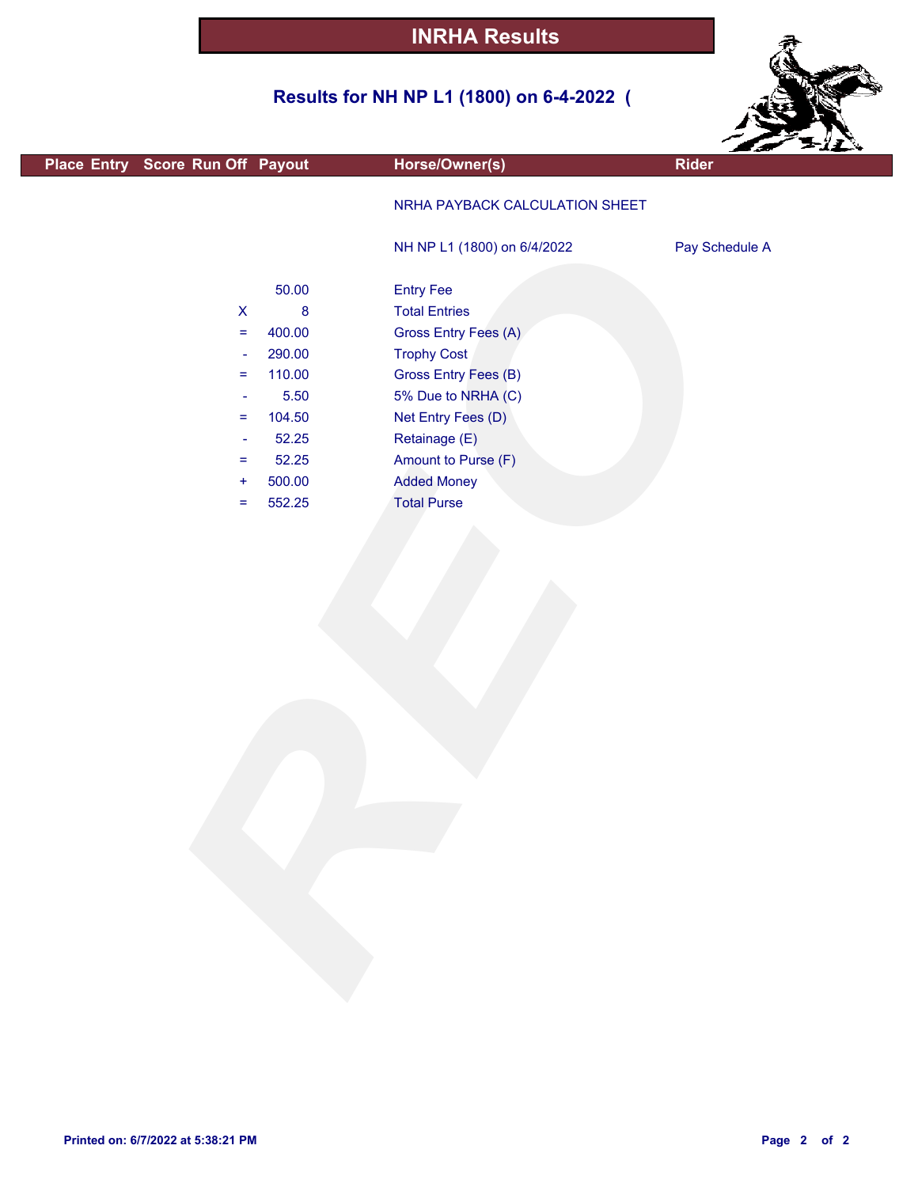# INRHA Results

## Results for NH NP L1 (1800) on 6-4-2022 (

| Place | Entry | Score | Run Off | Payout | Horse/Owner(s) | Rider |
|---|---|---|---|---|---|---|

NRHA PAYBACK CALCULATION SHEET

NH NP L1 (1800) on 6/4/2022 — Pay Schedule A

| | | |
|---|---|---|
| | 50.00 | Entry Fee |
| X | 8 | Total Entries |
| = | 400.00 | Gross Entry Fees (A) |
| - | 290.00 | Trophy Cost |
| = | 110.00 | Gross Entry Fees (B) |
| - | 5.50 | 5% Due to NRHA (C) |
| = | 104.50 | Net Entry Fees (D) |
| - | 52.25 | Retainage (E) |
| = | 52.25 | Amount to Purse (F) |
| + | 500.00 | Added Money |
| = | 552.25 | Total Purse |

Printed on: 6/7/2022 at 5:38:21 PM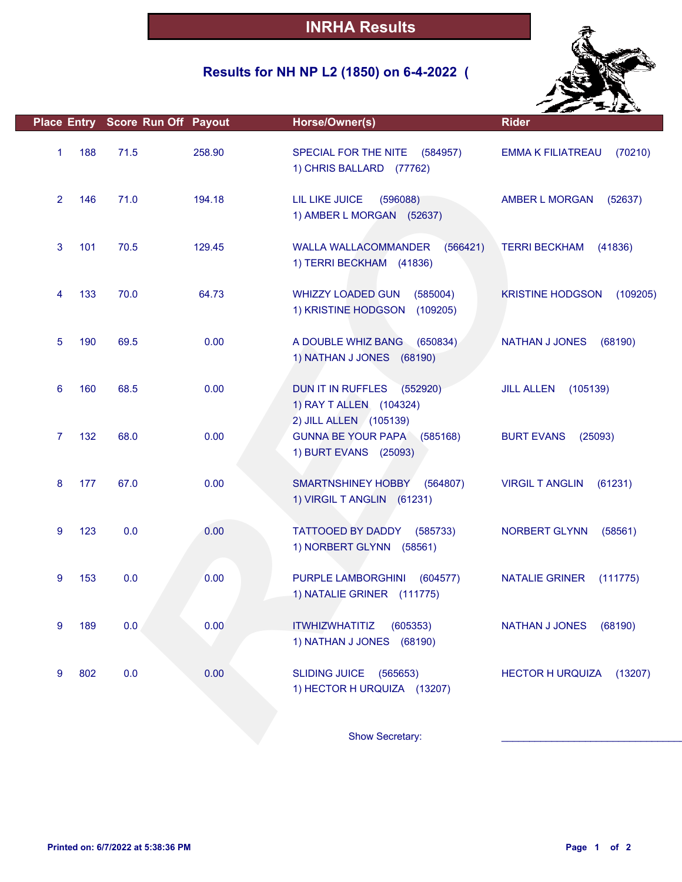# INRHA Results

## Results for NH NP L2 (1850) on 6-4-2022 (

| Place | Entry | Score | Run Off | Payout | Horse/Owner(s) | Rider |
|---|---|---|---|---|---|---|
| 1 | 188 | 71.5 | | 258.90 | SPECIAL FOR THE NITE (584957)<br>1) CHRIS BALLARD (77762) | EMMA K FILIATREAU (70210) |
| 2 | 146 | 71.0 | | 194.18 | LIL LIKE JUICE (596088)<br>1) AMBER L MORGAN (52637) | AMBER L MORGAN (52637) |
| 3 | 101 | 70.5 | | 129.45 | WALLA WALLACOMMANDER (566421)<br>1) TERRI BECKHAM (41836) | TERRI BECKHAM (41836) |
| 4 | 133 | 70.0 | | 64.73 | WHIZZY LOADED GUN (585004)<br>1) KRISTINE HODGSON (109205) | KRISTINE HODGSON (109205) |
| 5 | 190 | 69.5 | | 0.00 | A DOUBLE WHIZ BANG (650834)<br>1) NATHAN J JONES (68190) | NATHAN J JONES (68190) |
| 6 | 160 | 68.5 | | 0.00 | DUN IT IN RUFFLES (552920)<br>1) RAY T ALLEN (104324)<br>2) JILL ALLEN (105139) | JILL ALLEN (105139) |
| 7 | 132 | 68.0 | | 0.00 | GUNNA BE YOUR PAPA (585168)<br>1) BURT EVANS (25093) | BURT EVANS (25093) |
| 8 | 177 | 67.0 | | 0.00 | SMARTNSHINEY HOBBY (564807)<br>1) VIRGIL T ANGLIN (61231) | VIRGIL T ANGLIN (61231) |
| 9 | 123 | 0.0 | | 0.00 | TATTOOED BY DADDY (585733)<br>1) NORBERT GLYNN (58561) | NORBERT GLYNN (58561) |
| 9 | 153 | 0.0 | | 0.00 | PURPLE LAMBORGHINI (604577)<br>1) NATALIE GRINER (111775) | NATALIE GRINER (111775) |
| 9 | 189 | 0.0 | | 0.00 | ITWHIZWHATITIZ (605353)<br>1) NATHAN J JONES (68190) | NATHAN J JONES (68190) |
| 9 | 802 | 0.0 | | 0.00 | SLIDING JUICE (565653)<br>1) HECTOR H URQUIZA (13207) | HECTOR H URQUIZA (13207) |

Show Secretary: ______________________________

Printed on: 6/7/2022 at 5:38:36 PM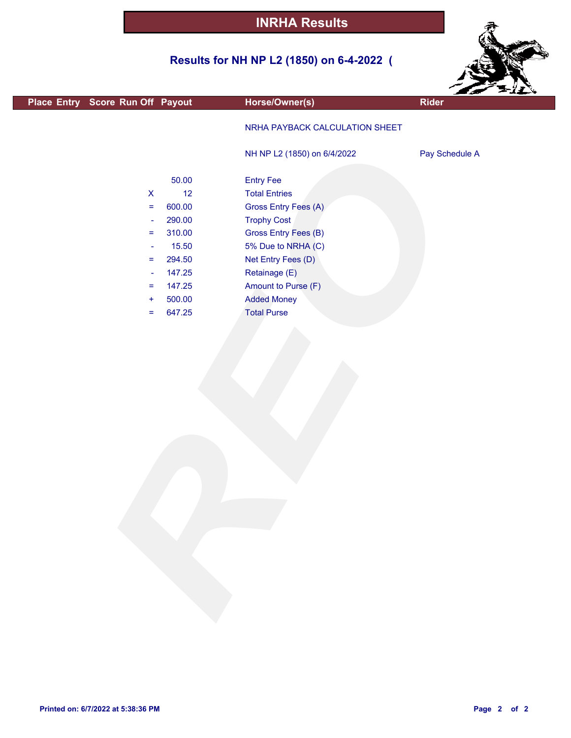# INRHA Results

## Results for NH NP L2 (1850) on 6-4-2022 (

| Place | Entry | Score | Run Off | Payout | Horse/Owner(s) | Rider |
|---|---|---|---|---|---|---|

NRHA PAYBACK CALCULATION SHEET

NH NP L2 (1850) on 6/4/2022 — Pay Schedule A

| | Amount | Description |
|---|---|---|
| | 50.00 | Entry Fee |
| X | 12 | Total Entries |
| = | 600.00 | Gross Entry Fees (A) |
| - | 290.00 | Trophy Cost |
| = | 310.00 | Gross Entry Fees (B) |
| - | 15.50 | 5% Due to NRHA (C) |
| = | 294.50 | Net Entry Fees (D) |
| - | 147.25 | Retainage (E) |
| = | 147.25 | Amount to Purse (F) |
| + | 500.00 | Added Money |
| = | 647.25 | Total Purse |

Printed on: 6/7/2022 at 5:38:36 PM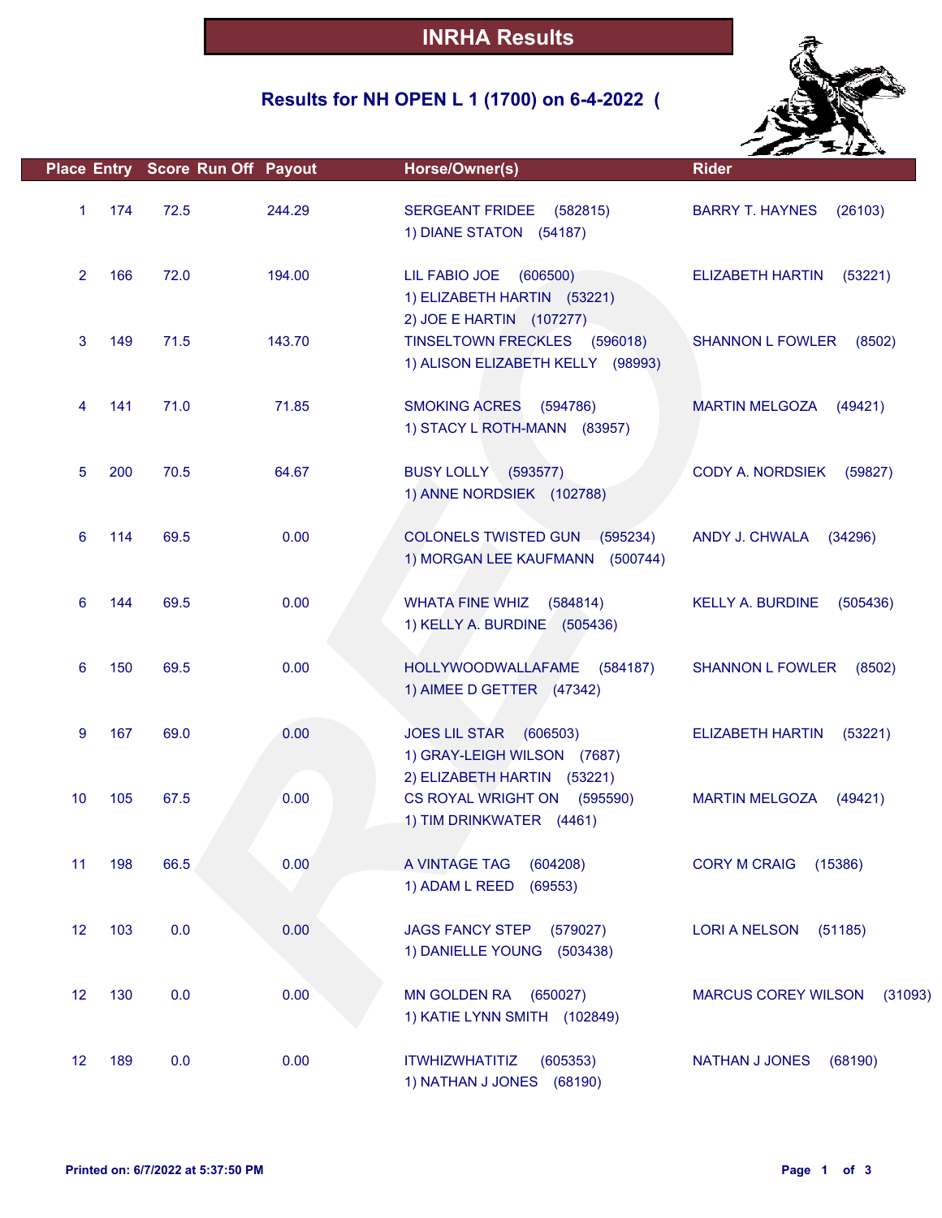# INRHA Results

## Results for NH OPEN L 1 (1700) on 6-4-2022 (

| Place | Entry | Score | Run Off | Payout | Horse/Owner(s) | Rider |
|---|---|---|---|---|---|---|
| 1 | 174 | 72.5 | | 244.29 | SERGEANT FRIDEE (582815)<br>1) DIANE STATON (54187) | BARRY T. HAYNES (26103) |
| 2 | 166 | 72.0 | | 194.00 | LIL FABIO JOE (606500)<br>1) ELIZABETH HARTIN (53221)<br>2) JOE E HARTIN (107277) | ELIZABETH HARTIN (53221) |
| 3 | 149 | 71.5 | | 143.70 | TINSELTOWN FRECKLES (596018)<br>1) ALISON ELIZABETH KELLY (98993) | SHANNON L FOWLER (8502) |
| 4 | 141 | 71.0 | | 71.85 | SMOKING ACRES (594786)<br>1) STACY L ROTH-MANN (83957) | MARTIN MELGOZA (49421) |
| 5 | 200 | 70.5 | | 64.67 | BUSY LOLLY (593577)<br>1) ANNE NORDSIEK (102788) | CODY A. NORDSIEK (59827) |
| 6 | 114 | 69.5 | | 0.00 | COLONELS TWISTED GUN (595234)<br>1) MORGAN LEE KAUFMANN (500744) | ANDY J. CHWALA (34296) |
| 6 | 144 | 69.5 | | 0.00 | WHATA FINE WHIZ (584814)<br>1) KELLY A. BURDINE (505436) | KELLY A. BURDINE (505436) |
| 6 | 150 | 69.5 | | 0.00 | HOLLYWOODWALLAFAME (584187)<br>1) AIMEE D GETTER (47342) | SHANNON L FOWLER (8502) |
| 9 | 167 | 69.0 | | 0.00 | JOES LIL STAR (606503)<br>1) GRAY-LEIGH WILSON (7687)<br>2) ELIZABETH HARTIN (53221) | ELIZABETH HARTIN (53221) |
| 10 | 105 | 67.5 | | 0.00 | CS ROYAL WRIGHT ON (595590)<br>1) TIM DRINKWATER (4461) | MARTIN MELGOZA (49421) |
| 11 | 198 | 66.5 | | 0.00 | A VINTAGE TAG (604208)<br>1) ADAM L REED (69553) | CORY M CRAIG (15386) |
| 12 | 103 | 0.0 | | 0.00 | JAGS FANCY STEP (579027)<br>1) DANIELLE YOUNG (503438) | LORI A NELSON (51185) |
| 12 | 130 | 0.0 | | 0.00 | MN GOLDEN RA (650027)<br>1) KATIE LYNN SMITH (102849) | MARCUS COREY WILSON (31093) |
| 12 | 189 | 0.0 | | 0.00 | ITWHIZWHATITIZ (605353)<br>1) NATHAN J JONES (68190) | NATHAN J JONES (68190) |

Printed on: 6/7/2022 at 5:37:50 PM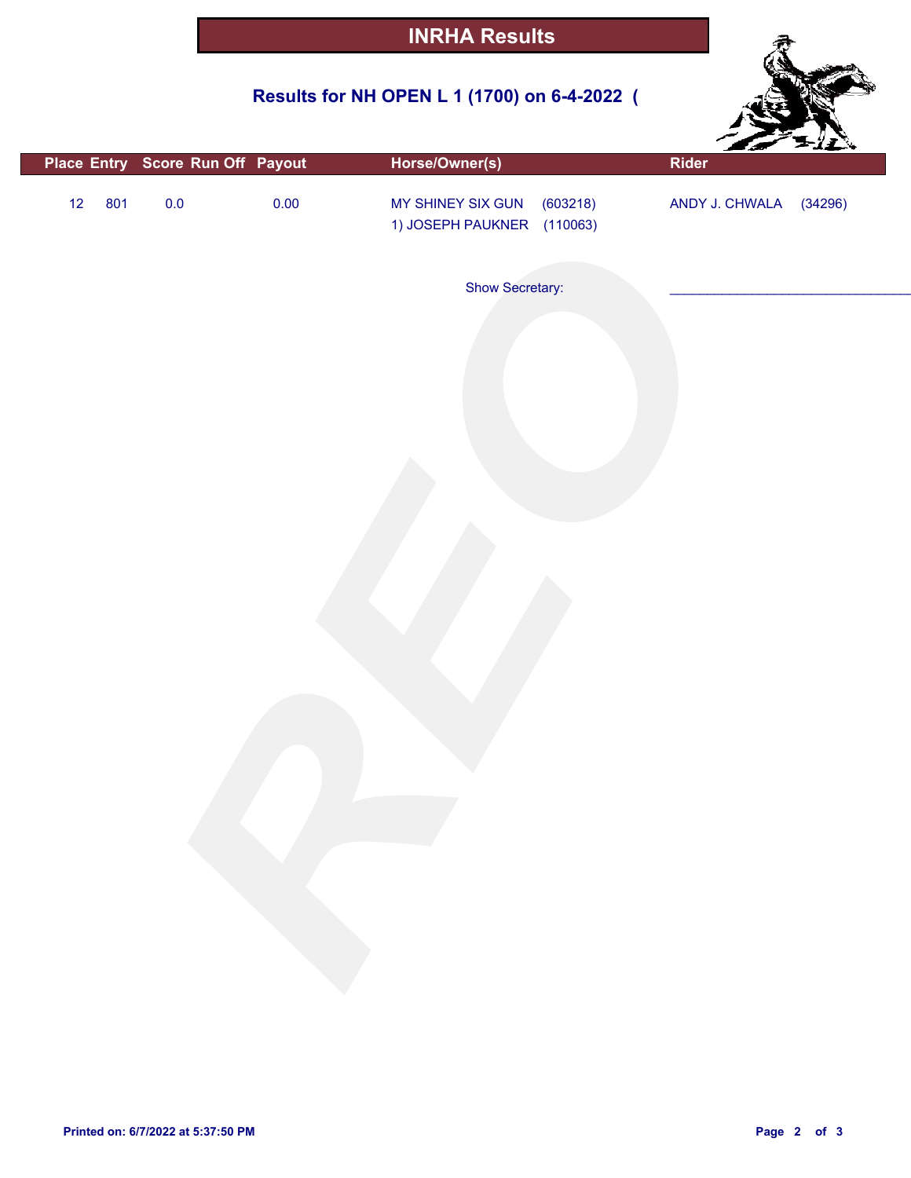# INRHA Results

## Results for NH OPEN L 1 (1700) on 6-4-2022 (

| Place | Entry | Score | Run Off | Payout | Horse/Owner(s) | | Rider | |
|---|---|---|---|---|---|---|---|---|
| 12 | 801 | 0.0 | | 0.00 | MY SHINEY SIX GUN | (603218) | ANDY J. CHWALA | (34296) |
| | | | | | 1) JOSEPH PAUKNER | (110063) | | |

Show Secretary: ______________________________

Printed on: 6/7/2022 at 5:37:50 PM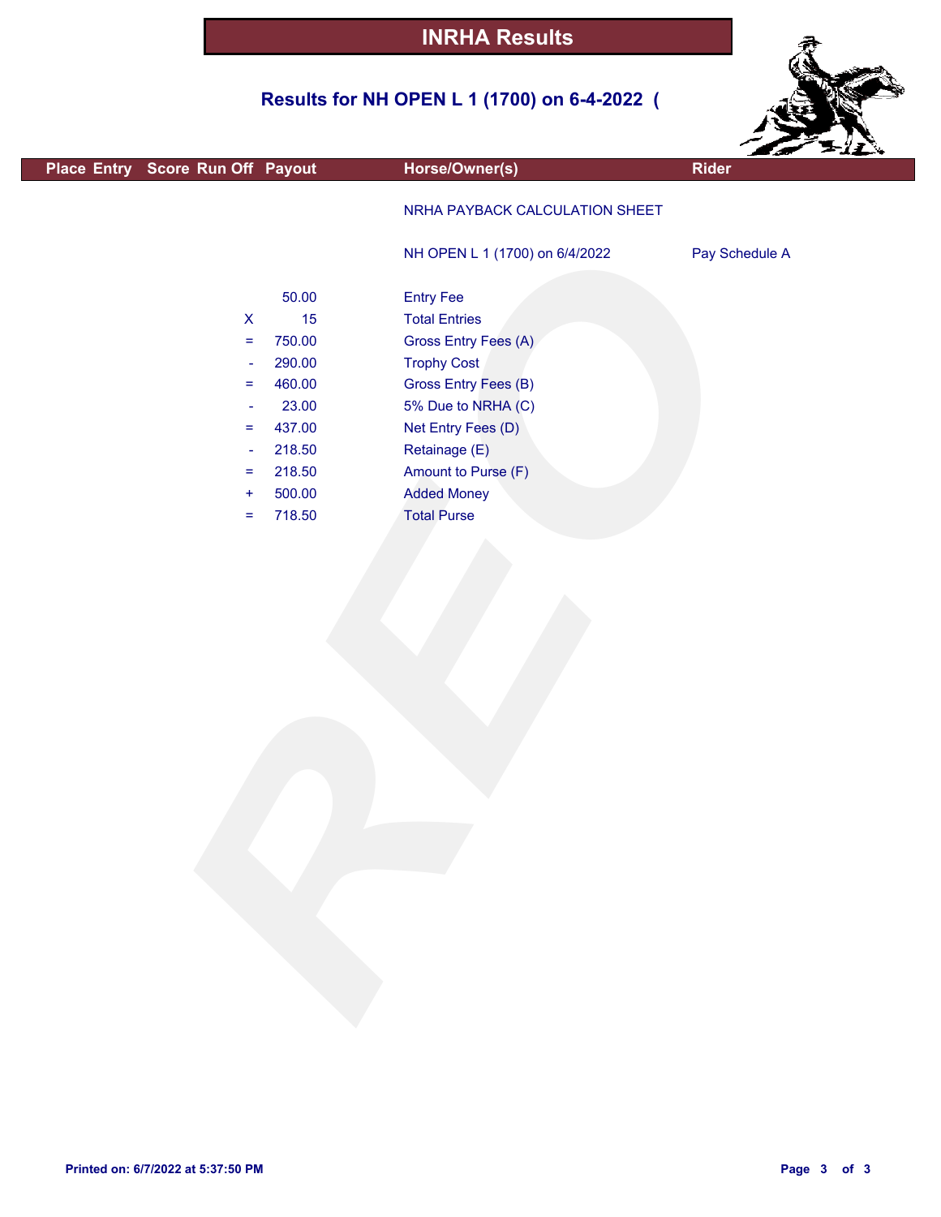# INRHA Results

## Results for NH OPEN L 1 (1700) on 6-4-2022 (

| Place | Entry | Score | Run Off | Payout | Horse/Owner(s) | Rider |
|---|---|---|---|---|---|---|
| | | | | | NRHA PAYBACK CALCULATION SHEET | |
| | | | | | NH OPEN L 1 (1700) on 6/4/2022 | Pay Schedule A |
| | | | | 50.00 | Entry Fee | |
| | | | X | 15 | Total Entries | |
| | | | = | 750.00 | Gross Entry Fees (A) | |
| | | | - | 290.00 | Trophy Cost | |
| | | | = | 460.00 | Gross Entry Fees (B) | |
| | | | - | 23.00 | 5% Due to NRHA (C) | |
| | | | = | 437.00 | Net Entry Fees (D) | |
| | | | - | 218.50 | Retainage (E) | |
| | | | = | 218.50 | Amount to Purse (F) | |
| | | | + | 500.00 | Added Money | |
| | | | = | 718.50 | Total Purse | |

Printed on: 6/7/2022 at 5:37:50 PM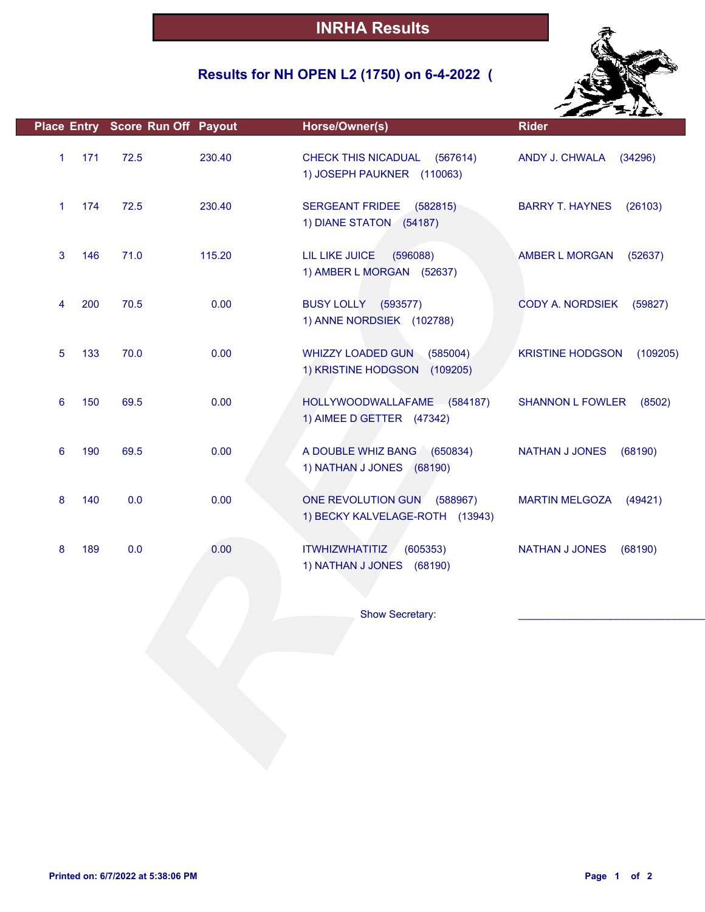# INRHA Results

## Results for NH OPEN L2 (1750) on 6-4-2022 (

| Place | Entry | Score | Run Off | Payout | Horse/Owner(s) | Rider |
|---|---|---|---|---|---|---|
| 1 | 171 | 72.5 | | 230.40 | CHECK THIS NICADUAL (567614)<br>1) JOSEPH PAUKNER (110063) | ANDY J. CHWALA (34296) |
| 1 | 174 | 72.5 | | 230.40 | SERGEANT FRIDEE (582815)<br>1) DIANE STATON (54187) | BARRY T. HAYNES (26103) |
| 3 | 146 | 71.0 | | 115.20 | LIL LIKE JUICE (596088)<br>1) AMBER L MORGAN (52637) | AMBER L MORGAN (52637) |
| 4 | 200 | 70.5 | | 0.00 | BUSY LOLLY (593577)<br>1) ANNE NORDSIEK (102788) | CODY A. NORDSIEK (59827) |
| 5 | 133 | 70.0 | | 0.00 | WHIZZY LOADED GUN (585004)<br>1) KRISTINE HODGSON (109205) | KRISTINE HODGSON (109205) |
| 6 | 150 | 69.5 | | 0.00 | HOLLYWOODWALLAFAME (584187)<br>1) AIMEE D GETTER (47342) | SHANNON L FOWLER (8502) |
| 6 | 190 | 69.5 | | 0.00 | A DOUBLE WHIZ BANG (650834)<br>1) NATHAN J JONES (68190) | NATHAN J JONES (68190) |
| 8 | 140 | 0.0 | | 0.00 | ONE REVOLUTION GUN (588967)<br>1) BECKY KALVELAGE-ROTH (13943) | MARTIN MELGOZA (49421) |
| 8 | 189 | 0.0 | | 0.00 | ITWHIZWHATITIZ (605353)<br>1) NATHAN J JONES (68190) | NATHAN J JONES (68190) |

Show Secretary: ______________________________

Printed on: 6/7/2022 at 5:38:06 PM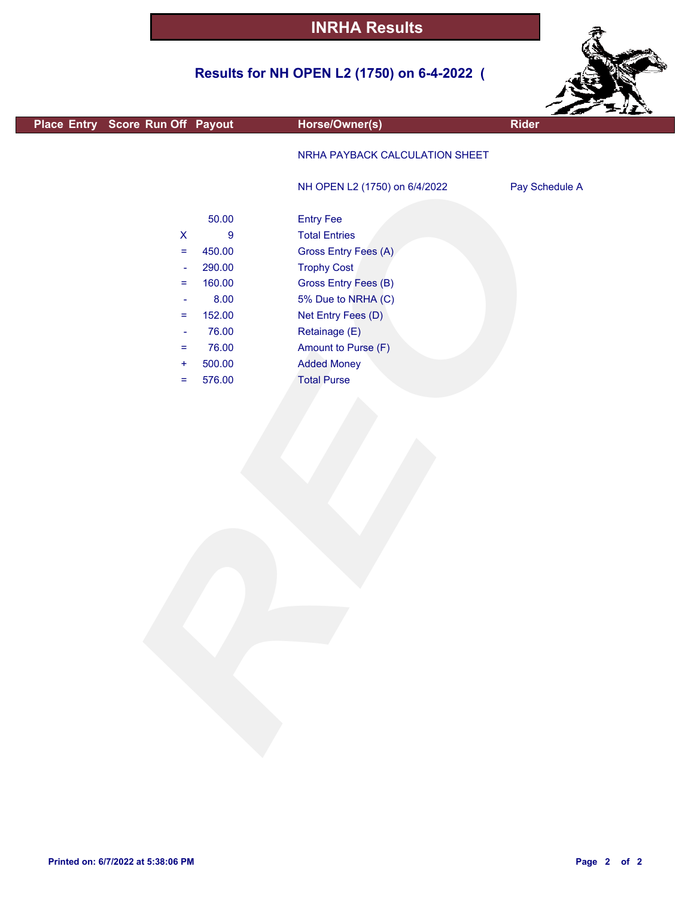# INRHA Results

## Results for NH OPEN L2 (1750) on 6-4-2022 (

| Place | Entry | Score | Run Off | Payout | Horse/Owner(s) | Rider |
|---|---|---|---|---|---|---|

NRHA PAYBACK CALCULATION SHEET

NH OPEN L2 (1750) on 6/4/2022 — Pay Schedule A

| | Amount | Description |
|---|---|---|
| | 50.00 | Entry Fee |
| X | 9 | Total Entries |
| = | 450.00 | Gross Entry Fees (A) |
| - | 290.00 | Trophy Cost |
| = | 160.00 | Gross Entry Fees (B) |
| - | 8.00 | 5% Due to NRHA (C) |
| = | 152.00 | Net Entry Fees (D) |
| - | 76.00 | Retainage (E) |
| = | 76.00 | Amount to Purse (F) |
| + | 500.00 | Added Money |
| = | 576.00 | Total Purse |

Printed on: 6/7/2022 at 5:38:06 PM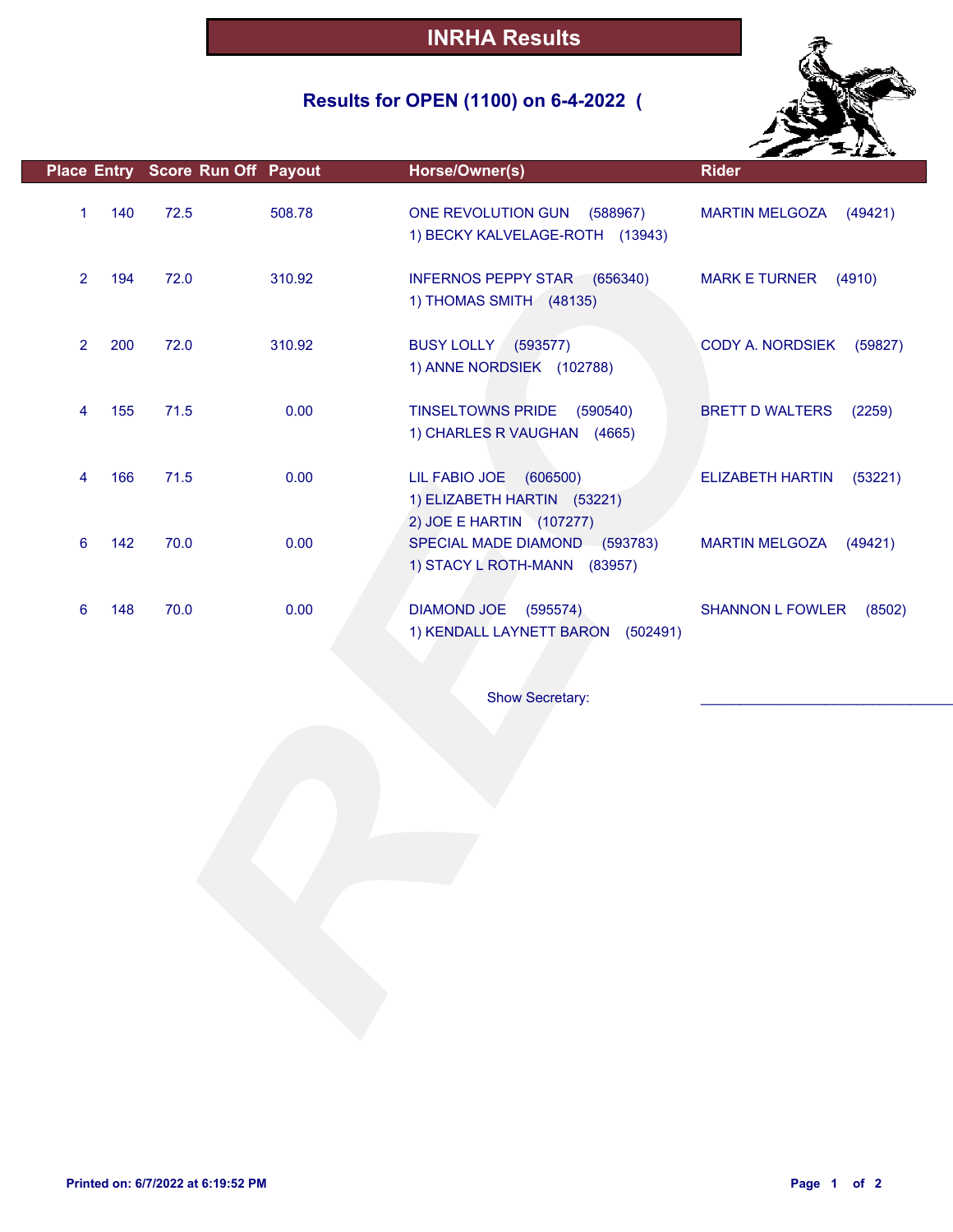# INRHA Results

## Results for OPEN (1100) on 6-4-2022 (

| Place | Entry | Score | Run Off | Payout | Horse/Owner(s) | Rider |
|---|---|---|---|---|---|---|
| 1 | 140 | 72.5 | | 508.78 | ONE REVOLUTION GUN (588967)<br>1) BECKY KALVELAGE-ROTH (13943) | MARTIN MELGOZA (49421) |
| 2 | 194 | 72.0 | | 310.92 | INFERNOS PEPPY STAR (656340)<br>1) THOMAS SMITH (48135) | MARK E TURNER (4910) |
| 2 | 200 | 72.0 | | 310.92 | BUSY LOLLY (593577)<br>1) ANNE NORDSIEK (102788) | CODY A. NORDSIEK (59827) |
| 4 | 155 | 71.5 | | 0.00 | TINSELTOWNS PRIDE (590540)<br>1) CHARLES R VAUGHAN (4665) | BRETT D WALTERS (2259) |
| 4 | 166 | 71.5 | | 0.00 | LIL FABIO JOE (606500)<br>1) ELIZABETH HARTIN (53221)<br>2) JOE E HARTIN (107277) | ELIZABETH HARTIN (53221) |
| 6 | 142 | 70.0 | | 0.00 | SPECIAL MADE DIAMOND (593783)<br>1) STACY L ROTH-MANN (83957) | MARTIN MELGOZA (49421) |
| 6 | 148 | 70.0 | | 0.00 | DIAMOND JOE (595574)<br>1) KENDALL LAYNETT BARON (502491) | SHANNON L FOWLER (8502) |

Show Secretary: _______________________________

**Printed on: 6/7/2022 at 6:19:52 PM**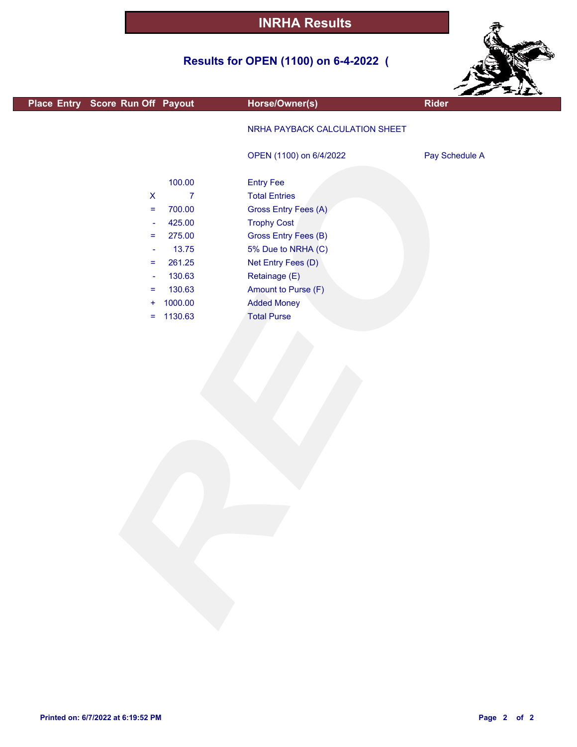# INRHA Results

## Results for OPEN (1100) on 6-4-2022 (

| Place | Entry | Score | Run Off | Payout | Horse/Owner(s) | Rider |
|---|---|---|---|---|---|---|

NRHA PAYBACK CALCULATION SHEET

OPEN (1100) on 6/4/2022 — Pay Schedule A

| | Amount | Description |
|---|---|---|
| | 100.00 | Entry Fee |
| X | 7 | Total Entries |
| = | 700.00 | Gross Entry Fees (A) |
| - | 425.00 | Trophy Cost |
| = | 275.00 | Gross Entry Fees (B) |
| - | 13.75 | 5% Due to NRHA (C) |
| = | 261.25 | Net Entry Fees (D) |
| - | 130.63 | Retainage (E) |
| = | 130.63 | Amount to Purse (F) |
| + | 1000.00 | Added Money |
| = | 1130.63 | Total Purse |

**Printed on: 6/7/2022 at 6:19:52 PM**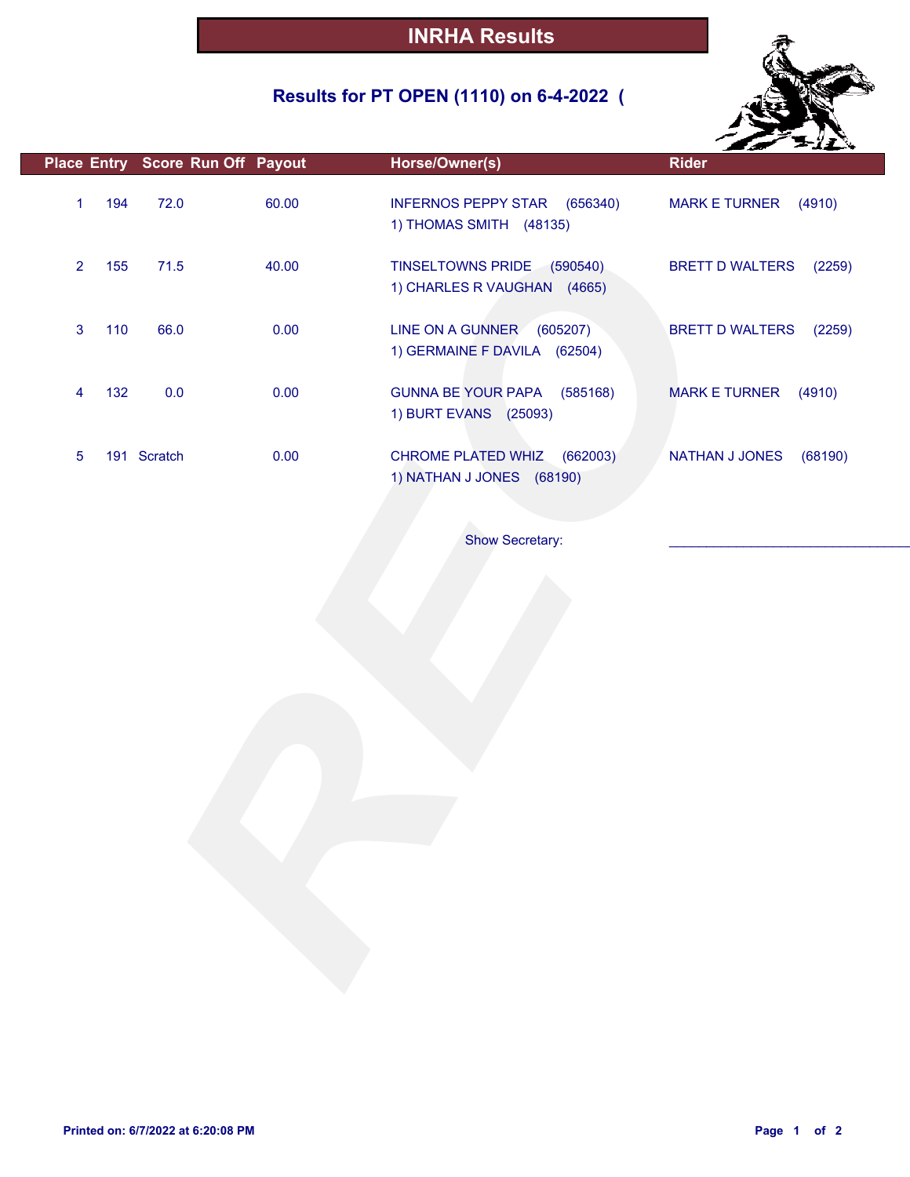# INRHA Results

## Results for PT OPEN (1110) on 6-4-2022 (

| Place | Entry | Score | Run Off | Payout | Horse/Owner(s) | Rider |
|---|---|---|---|---|---|---|
| 1 | 194 | 72.0 | | 60.00 | INFERNOS PEPPY STAR (656340)<br>1) THOMAS SMITH (48135) | MARK E TURNER (4910) |
| 2 | 155 | 71.5 | | 40.00 | TINSELTOWNS PRIDE (590540)<br>1) CHARLES R VAUGHAN (4665) | BRETT D WALTERS (2259) |
| 3 | 110 | 66.0 | | 0.00 | LINE ON A GUNNER (605207)<br>1) GERMAINE F DAVILA (62504) | BRETT D WALTERS (2259) |
| 4 | 132 | 0.0 | | 0.00 | GUNNA BE YOUR PAPA (585168)<br>1) BURT EVANS (25093) | MARK E TURNER (4910) |
| 5 | 191 | Scratch | | 0.00 | CHROME PLATED WHIZ (662003)<br>1) NATHAN J JONES (68190) | NATHAN J JONES (68190) |

Show Secretary: ________________________________

Printed on: 6/7/2022 at 6:20:08 PM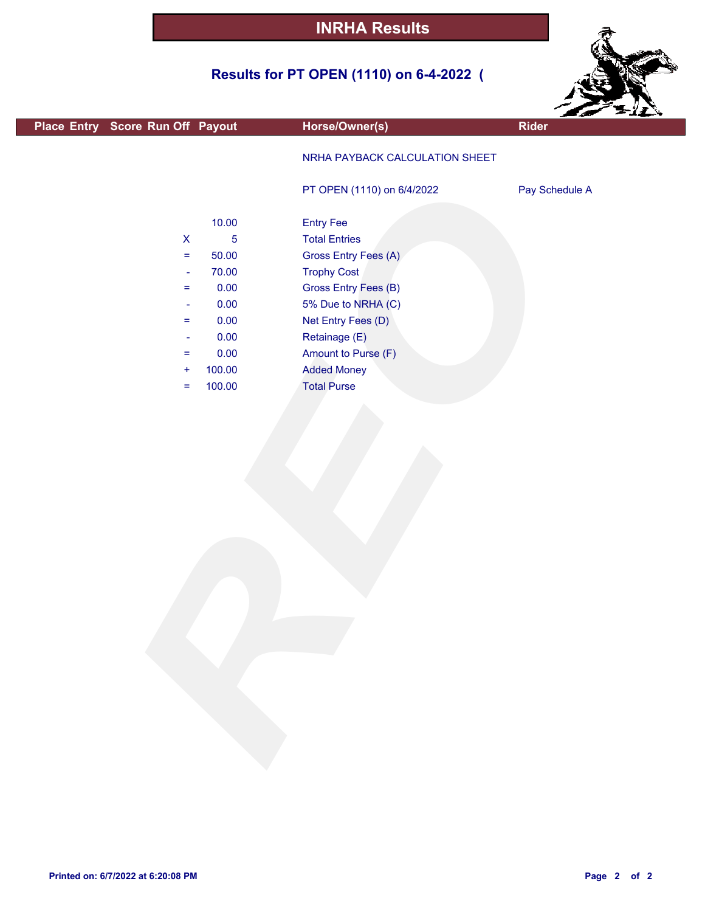# INRHA Results

## Results for PT OPEN (1110) on 6-4-2022 (

| Place | Entry | Score | Run Off | Payout | Horse/Owner(s) | Rider |
|---|---|---|---|---|---|---|

NRHA PAYBACK CALCULATION SHEET

PT OPEN (1110) on 6/4/2022 — Pay Schedule A

| | | |
|---|---|---|
| | 10.00 | Entry Fee |
| X | 5 | Total Entries |
| = | 50.00 | Gross Entry Fees (A) |
| - | 70.00 | Trophy Cost |
| = | 0.00 | Gross Entry Fees (B) |
| - | 0.00 | 5% Due to NRHA (C) |
| = | 0.00 | Net Entry Fees (D) |
| - | 0.00 | Retainage (E) |
| = | 0.00 | Amount to Purse (F) |
| + | 100.00 | Added Money |
| = | 100.00 | Total Purse |

Printed on: 6/7/2022 at 6:20:08 PM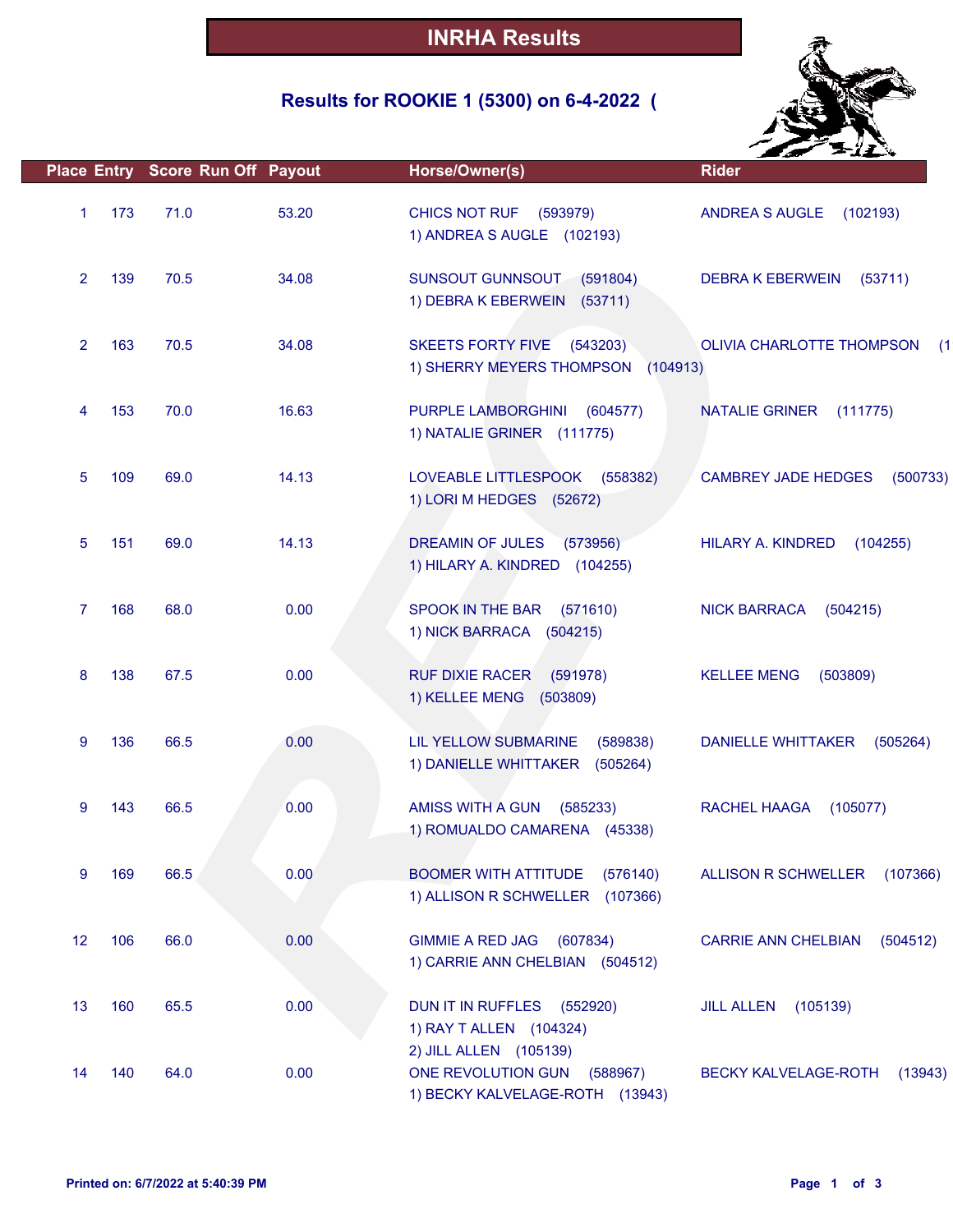# INRHA Results

## Results for ROOKIE 1 (5300) on 6-4-2022 (

| Place | Entry | Score | Run Off | Payout | Horse/Owner(s) | Rider |
|---|---|---|---|---|---|---|
| 1 | 173 | 71.0 | | 53.20 | CHICS NOT RUF (593979)<br>1) ANDREA S AUGLE (102193) | ANDREA S AUGLE (102193) |
| 2 | 139 | 70.5 | | 34.08 | SUNSOUT GUNNSOUT (591804)<br>1) DEBRA K EBERWEIN (53711) | DEBRA K EBERWEIN (53711) |
| 2 | 163 | 70.5 | | 34.08 | SKEETS FORTY FIVE (543203)<br>1) SHERRY MEYERS THOMPSON (104913) | OLIVIA CHARLOTTE THOMPSON (1 |
| 4 | 153 | 70.0 | | 16.63 | PURPLE LAMBORGHINI (604577)<br>1) NATALIE GRINER (111775) | NATALIE GRINER (111775) |
| 5 | 109 | 69.0 | | 14.13 | LOVEABLE LITTLESPOOK (558382)<br>1) LORI M HEDGES (52672) | CAMBREY JADE HEDGES (500733) |
| 5 | 151 | 69.0 | | 14.13 | DREAMIN OF JULES (573956)<br>1) HILARY A. KINDRED (104255) | HILARY A. KINDRED (104255) |
| 7 | 168 | 68.0 | | 0.00 | SPOOK IN THE BAR (571610)<br>1) NICK BARRACA (504215) | NICK BARRACA (504215) |
| 8 | 138 | 67.5 | | 0.00 | RUF DIXIE RACER (591978)<br>1) KELLEE MENG (503809) | KELLEE MENG (503809) |
| 9 | 136 | 66.5 | | 0.00 | LIL YELLOW SUBMARINE (589838)<br>1) DANIELLE WHITTAKER (505264) | DANIELLE WHITTAKER (505264) |
| 9 | 143 | 66.5 | | 0.00 | AMISS WITH A GUN (585233)<br>1) ROMUALDO CAMARENA (45338) | RACHEL HAAGA (105077) |
| 9 | 169 | 66.5 | | 0.00 | BOOMER WITH ATTITUDE (576140)<br>1) ALLISON R SCHWELLER (107366) | ALLISON R SCHWELLER (107366) |
| 12 | 106 | 66.0 | | 0.00 | GIMMIE A RED JAG (607834)<br>1) CARRIE ANN CHELBIAN (504512) | CARRIE ANN CHELBIAN (504512) |
| 13 | 160 | 65.5 | | 0.00 | DUN IT IN RUFFLES (552920)<br>1) RAY T ALLEN (104324)<br>2) JILL ALLEN (105139) | JILL ALLEN (105139) |
| 14 | 140 | 64.0 | | 0.00 | ONE REVOLUTION GUN (588967)<br>1) BECKY KALVELAGE-ROTH (13943) | BECKY KALVELAGE-ROTH (13943) |

Printed on: 6/7/2022 at 5:40:39 PM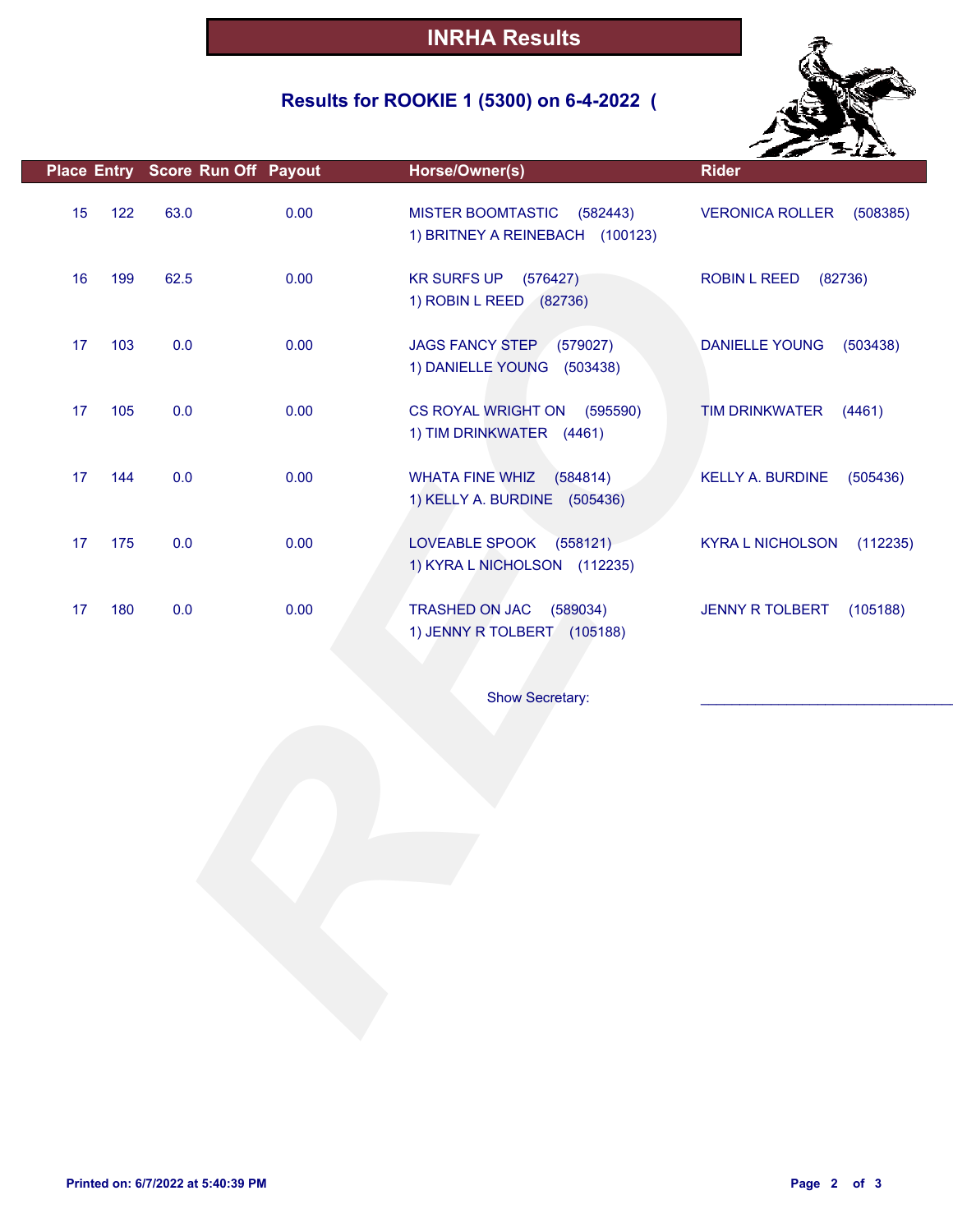# INRHA Results

## Results for ROOKIE 1 (5300) on 6-4-2022 (

| Place | Entry | Score | Run Off | Payout | Horse/Owner(s) | Rider |
|---|---|---|---|---|---|---|
| 15 | 122 | 63.0 | | 0.00 | MISTER BOOMTASTIC (582443)<br>1) BRITNEY A REINEBACH (100123) | VERONICA ROLLER (508385) |
| 16 | 199 | 62.5 | | 0.00 | KR SURFS UP (576427)<br>1) ROBIN L REED (82736) | ROBIN L REED (82736) |
| 17 | 103 | 0.0 | | 0.00 | JAGS FANCY STEP (579027)<br>1) DANIELLE YOUNG (503438) | DANIELLE YOUNG (503438) |
| 17 | 105 | 0.0 | | 0.00 | CS ROYAL WRIGHT ON (595590)<br>1) TIM DRINKWATER (4461) | TIM DRINKWATER (4461) |
| 17 | 144 | 0.0 | | 0.00 | WHATA FINE WHIZ (584814)<br>1) KELLY A. BURDINE (505436) | KELLY A. BURDINE (505436) |
| 17 | 175 | 0.0 | | 0.00 | LOVEABLE SPOOK (558121)<br>1) KYRA L NICHOLSON (112235) | KYRA L NICHOLSON (112235) |
| 17 | 180 | 0.0 | | 0.00 | TRASHED ON JAC (589034)<br>1) JENNY R TOLBERT (105188) | JENNY R TOLBERT (105188) |

Show Secretary: ______________________________

Printed on: 6/7/2022 at 5:40:39 PM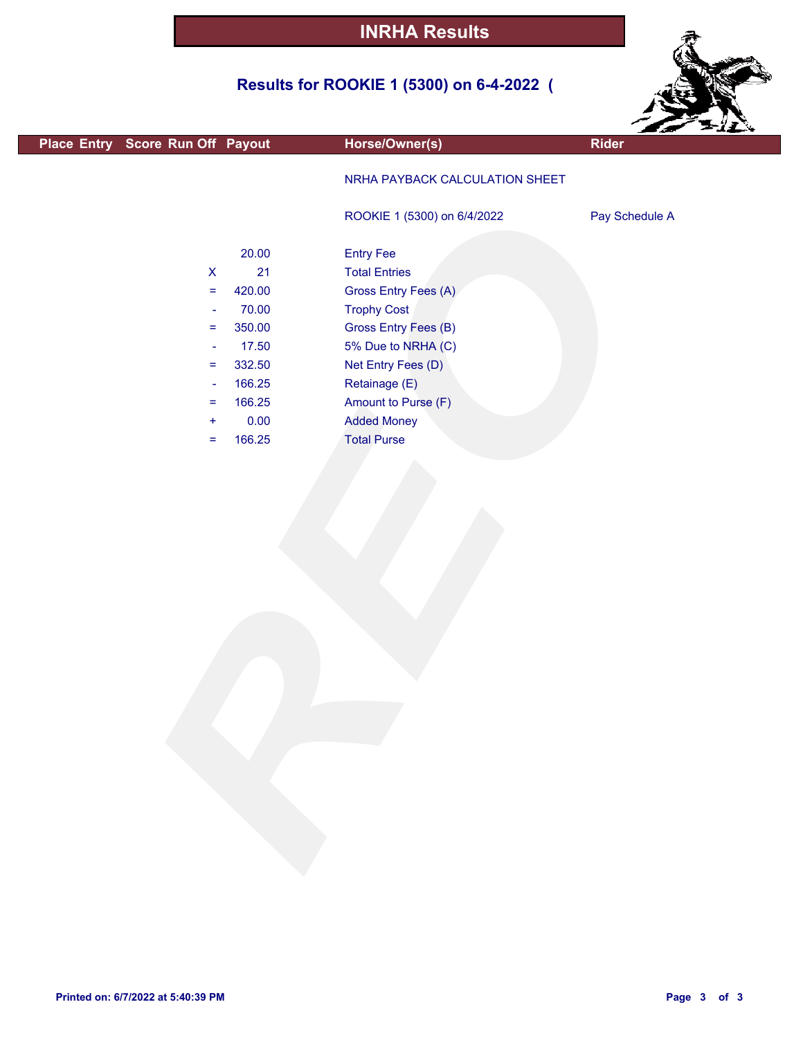# INRHA Results

## Results for ROOKIE 1 (5300) on 6-4-2022 (

| Place | Entry | Score | Run Off | Payout | Horse/Owner(s) | Rider |
|---|---|---|---|---|---|---|

NRHA PAYBACK CALCULATION SHEET

ROOKIE 1 (5300) on 6/4/2022 — Pay Schedule A

| | Amount | Description |
|---|---|---|
| | 20.00 | Entry Fee |
| X | 21 | Total Entries |
| = | 420.00 | Gross Entry Fees (A) |
| - | 70.00 | Trophy Cost |
| = | 350.00 | Gross Entry Fees (B) |
| - | 17.50 | 5% Due to NRHA (C) |
| = | 332.50 | Net Entry Fees (D) |
| - | 166.25 | Retainage (E) |
| = | 166.25 | Amount to Purse (F) |
| + | 0.00 | Added Money |
| = | 166.25 | Total Purse |

Printed on: 6/7/2022 at 5:40:39 PM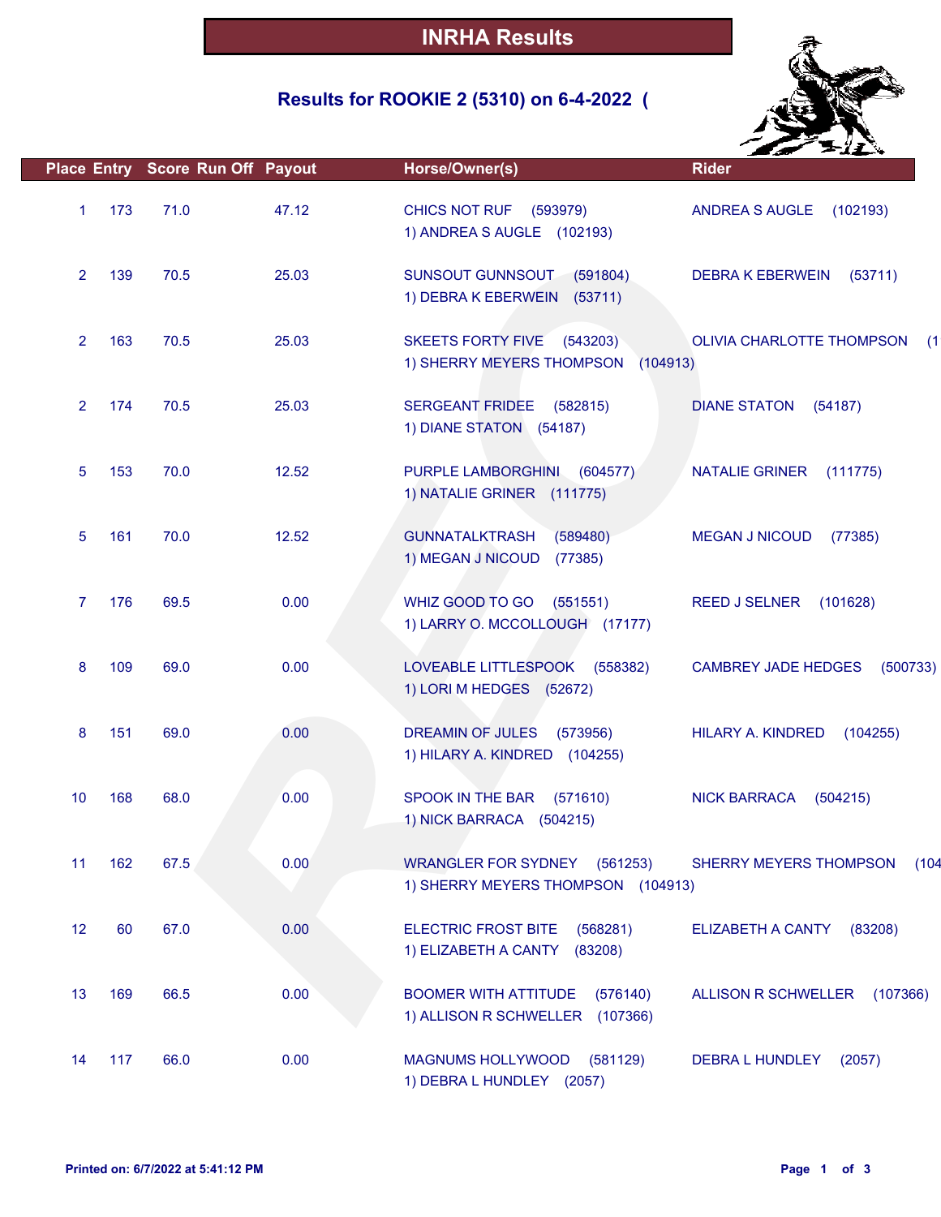# INRHA Results

## Results for ROOKIE 2 (5310) on 6-4-2022 (

| Place | Entry | Score | Run Off | Payout | Horse/Owner(s) | Rider |
|---|---|---|---|---|---|---|
| 1 | 173 | 71.0 | | 47.12 | CHICS NOT RUF (593979)<br>1) ANDREA S AUGLE (102193) | ANDREA S AUGLE (102193) |
| 2 | 139 | 70.5 | | 25.03 | SUNSOUT GUNNSOUT (591804)<br>1) DEBRA K EBERWEIN (53711) | DEBRA K EBERWEIN (53711) |
| 2 | 163 | 70.5 | | 25.03 | SKEETS FORTY FIVE (543203)<br>1) SHERRY MEYERS THOMPSON (104913) | OLIVIA CHARLOTTE THOMPSON (1 |
| 2 | 174 | 70.5 | | 25.03 | SERGEANT FRIDEE (582815)<br>1) DIANE STATON (54187) | DIANE STATON (54187) |
| 5 | 153 | 70.0 | | 12.52 | PURPLE LAMBORGHINI (604577)<br>1) NATALIE GRINER (111775) | NATALIE GRINER (111775) |
| 5 | 161 | 70.0 | | 12.52 | GUNNATALKTRASH (589480)<br>1) MEGAN J NICOUD (77385) | MEGAN J NICOUD (77385) |
| 7 | 176 | 69.5 | | 0.00 | WHIZ GOOD TO GO (551551)<br>1) LARRY O. MCCOLLOUGH (17177) | REED J SELNER (101628) |
| 8 | 109 | 69.0 | | 0.00 | LOVEABLE LITTLESPOOK (558382)<br>1) LORI M HEDGES (52672) | CAMBREY JADE HEDGES (500733) |
| 8 | 151 | 69.0 | | 0.00 | DREAMIN OF JULES (573956)<br>1) HILARY A. KINDRED (104255) | HILARY A. KINDRED (104255) |
| 10 | 168 | 68.0 | | 0.00 | SPOOK IN THE BAR (571610)<br>1) NICK BARRACA (504215) | NICK BARRACA (504215) |
| 11 | 162 | 67.5 | | 0.00 | WRANGLER FOR SYDNEY (561253)<br>1) SHERRY MEYERS THOMPSON (104913) | SHERRY MEYERS THOMPSON (104 |
| 12 | 60 | 67.0 | | 0.00 | ELECTRIC FROST BITE (568281)<br>1) ELIZABETH A CANTY (83208) | ELIZABETH A CANTY (83208) |
| 13 | 169 | 66.5 | | 0.00 | BOOMER WITH ATTITUDE (576140)<br>1) ALLISON R SCHWELLER (107366) | ALLISON R SCHWELLER (107366) |
| 14 | 117 | 66.0 | | 0.00 | MAGNUMS HOLLYWOOD (581129)<br>1) DEBRA L HUNDLEY (2057) | DEBRA L HUNDLEY (2057) |

Printed on: 6/7/2022 at 5:41:12 PM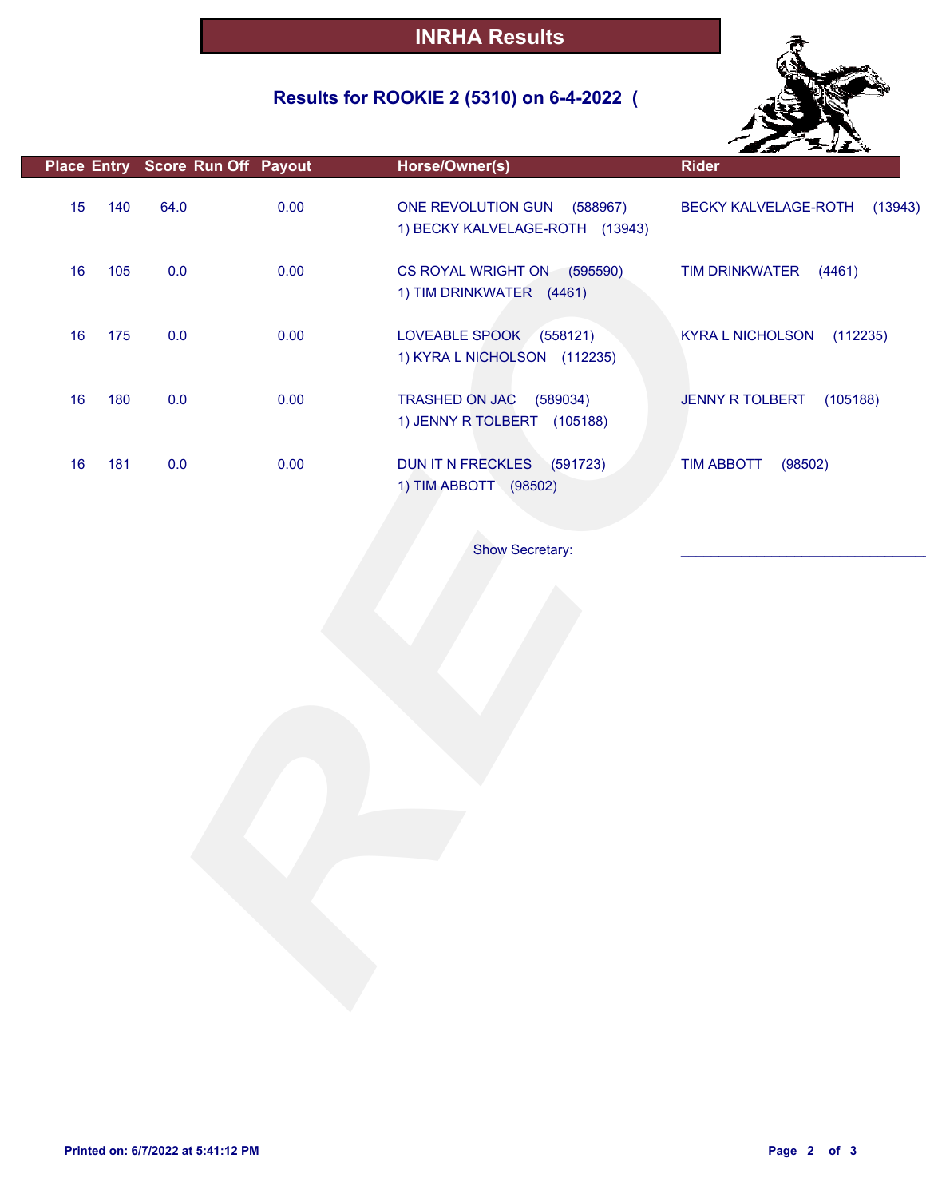# INRHA Results

## Results for ROOKIE 2 (5310) on 6-4-2022 (

| Place | Entry | Score | Run Off | Payout | Horse/Owner(s) | Rider |
|---|---|---|---|---|---|---|
| 15 | 140 | 64.0 | | 0.00 | ONE REVOLUTION GUN (588967)<br>1) BECKY KALVELAGE-ROTH (13943) | BECKY KALVELAGE-ROTH (13943) |
| 16 | 105 | 0.0 | | 0.00 | CS ROYAL WRIGHT ON (595590)<br>1) TIM DRINKWATER (4461) | TIM DRINKWATER (4461) |
| 16 | 175 | 0.0 | | 0.00 | LOVEABLE SPOOK (558121)<br>1) KYRA L NICHOLSON (112235) | KYRA L NICHOLSON (112235) |
| 16 | 180 | 0.0 | | 0.00 | TRASHED ON JAC (589034)<br>1) JENNY R TOLBERT (105188) | JENNY R TOLBERT (105188) |
| 16 | 181 | 0.0 | | 0.00 | DUN IT N FRECKLES (591723)<br>1) TIM ABBOTT (98502) | TIM ABBOTT (98502) |

Show Secretary: ______________________________

Printed on: 6/7/2022 at 5:41:12 PM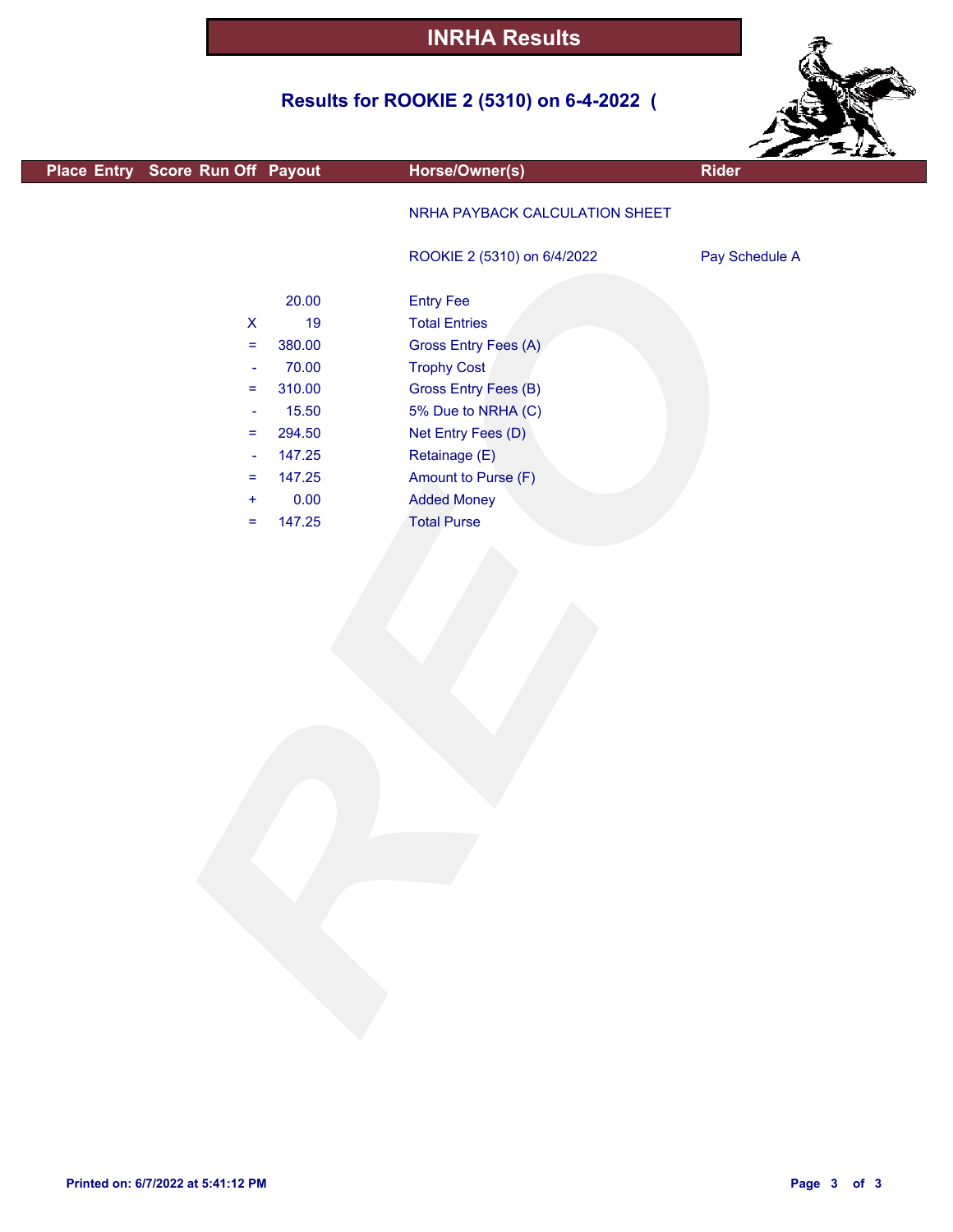# INRHA Results

## Results for ROOKIE 2 (5310) on 6-4-2022 (

| Place | Entry | Score | Run Off | Payout | Horse/Owner(s) | Rider |
|---|---|---|---|---|---|---|
| | | | | | NRHA PAYBACK CALCULATION SHEET | |
| | | | | | ROOKIE 2 (5310) on 6/4/2022 | Pay Schedule A |
| | | | | 20.00 | Entry Fee | |
| | | | X | 19 | Total Entries | |
| | | | = | 380.00 | Gross Entry Fees (A) | |
| | | | - | 70.00 | Trophy Cost | |
| | | | = | 310.00 | Gross Entry Fees (B) | |
| | | | - | 15.50 | 5% Due to NRHA (C) | |
| | | | = | 294.50 | Net Entry Fees (D) | |
| | | | - | 147.25 | Retainage (E) | |
| | | | = | 147.25 | Amount to Purse (F) | |
| | | | + | 0.00 | Added Money | |
| | | | = | 147.25 | Total Purse | |

Printed on: 6/7/2022 at 5:41:12 PM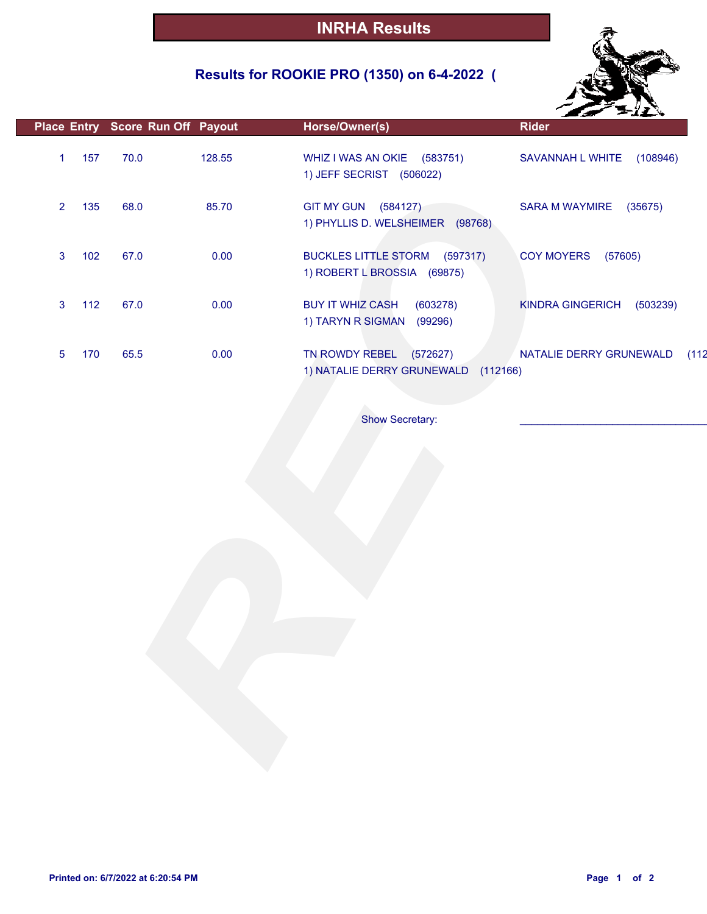# INRHA Results

## Results for ROOKIE PRO (1350) on 6-4-2022 (

| Place | Entry | Score | Run Off | Payout | Horse/Owner(s) | Rider |
|---|---|---|---|---|---|---|
| 1 | 157 | 70.0 | | 128.55 | WHIZ I WAS AN OKIE (583751)<br>1) JEFF SECRIST (506022) | SAVANNAH L WHITE (108946) |
| 2 | 135 | 68.0 | | 85.70 | GIT MY GUN (584127)<br>1) PHYLLIS D. WELSHEIMER (98768) | SARA M WAYMIRE (35675) |
| 3 | 102 | 67.0 | | 0.00 | BUCKLES LITTLE STORM (597317)<br>1) ROBERT L BROSSIA (69875) | COY MOYERS (57605) |
| 3 | 112 | 67.0 | | 0.00 | BUY IT WHIZ CASH (603278)<br>1) TARYN R SIGMAN (99296) | KINDRA GINGERICH (503239) |
| 5 | 170 | 65.5 | | 0.00 | TN ROWDY REBEL (572627)<br>1) NATALIE DERRY GRUNEWALD (112166) | NATALIE DERRY GRUNEWALD (112 |

Show Secretary: ________________________________

**Printed on: 6/7/2022 at 6:20:54 PM**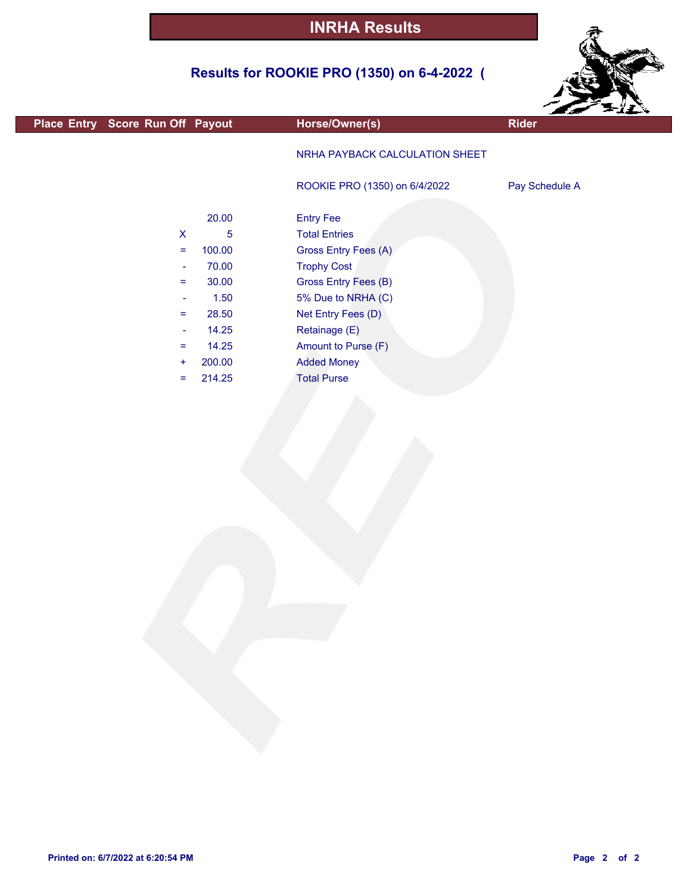# INRHA Results

## Results for ROOKIE PRO (1350) on 6-4-2022 (

| Place | Entry | Score | Run Off | Payout | Horse/Owner(s) | Rider |
|---|---|---|---|---|---|---|

NRHA PAYBACK CALCULATION SHEET

ROOKIE PRO (1350) on 6/4/2022 — Pay Schedule A

| | Amount | Description |
|---|---|---|
| | 20.00 | Entry Fee |
| X | 5 | Total Entries |
| = | 100.00 | Gross Entry Fees (A) |
| - | 70.00 | Trophy Cost |
| = | 30.00 | Gross Entry Fees (B) |
| - | 1.50 | 5% Due to NRHA (C) |
| = | 28.50 | Net Entry Fees (D) |
| - | 14.25 | Retainage (E) |
| = | 14.25 | Amount to Purse (F) |
| + | 200.00 | Added Money |
| = | 214.25 | Total Purse |

Printed on: 6/7/2022 at 6:20:54 PM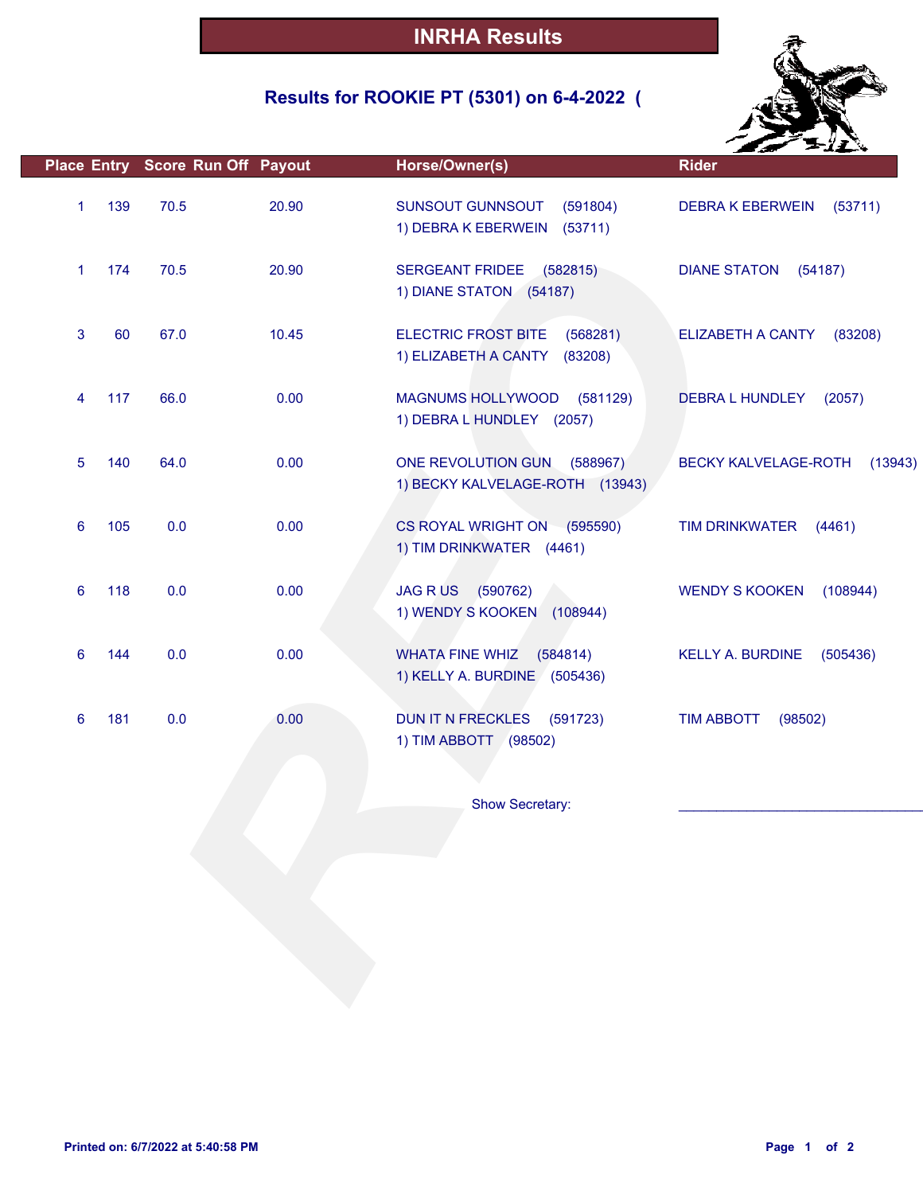# INRHA Results

## Results for ROOKIE PT (5301) on 6-4-2022 (

| Place | Entry | Score | Run Off | Payout | Horse/Owner(s) | Rider |
|---|---|---|---|---|---|---|
| 1 | 139 | 70.5 | | 20.90 | SUNSOUT GUNNSOUT (591804)<br>1) DEBRA K EBERWEIN (53711) | DEBRA K EBERWEIN (53711) |
| 1 | 174 | 70.5 | | 20.90 | SERGEANT FRIDEE (582815)<br>1) DIANE STATON (54187) | DIANE STATON (54187) |
| 3 | 60 | 67.0 | | 10.45 | ELECTRIC FROST BITE (568281)<br>1) ELIZABETH A CANTY (83208) | ELIZABETH A CANTY (83208) |
| 4 | 117 | 66.0 | | 0.00 | MAGNUMS HOLLYWOOD (581129)<br>1) DEBRA L HUNDLEY (2057) | DEBRA L HUNDLEY (2057) |
| 5 | 140 | 64.0 | | 0.00 | ONE REVOLUTION GUN (588967)<br>1) BECKY KALVELAGE-ROTH (13943) | BECKY KALVELAGE-ROTH (13943) |
| 6 | 105 | 0.0 | | 0.00 | CS ROYAL WRIGHT ON (595590)<br>1) TIM DRINKWATER (4461) | TIM DRINKWATER (4461) |
| 6 | 118 | 0.0 | | 0.00 | JAG R US (590762)<br>1) WENDY S KOOKEN (108944) | WENDY S KOOKEN (108944) |
| 6 | 144 | 0.0 | | 0.00 | WHATA FINE WHIZ (584814)<br>1) KELLY A. BURDINE (505436) | KELLY A. BURDINE (505436) |
| 6 | 181 | 0.0 | | 0.00 | DUN IT N FRECKLES (591723)<br>1) TIM ABBOTT (98502) | TIM ABBOTT (98502) |

Show Secretary: ______________________________

Printed on: 6/7/2022 at 5:40:58 PM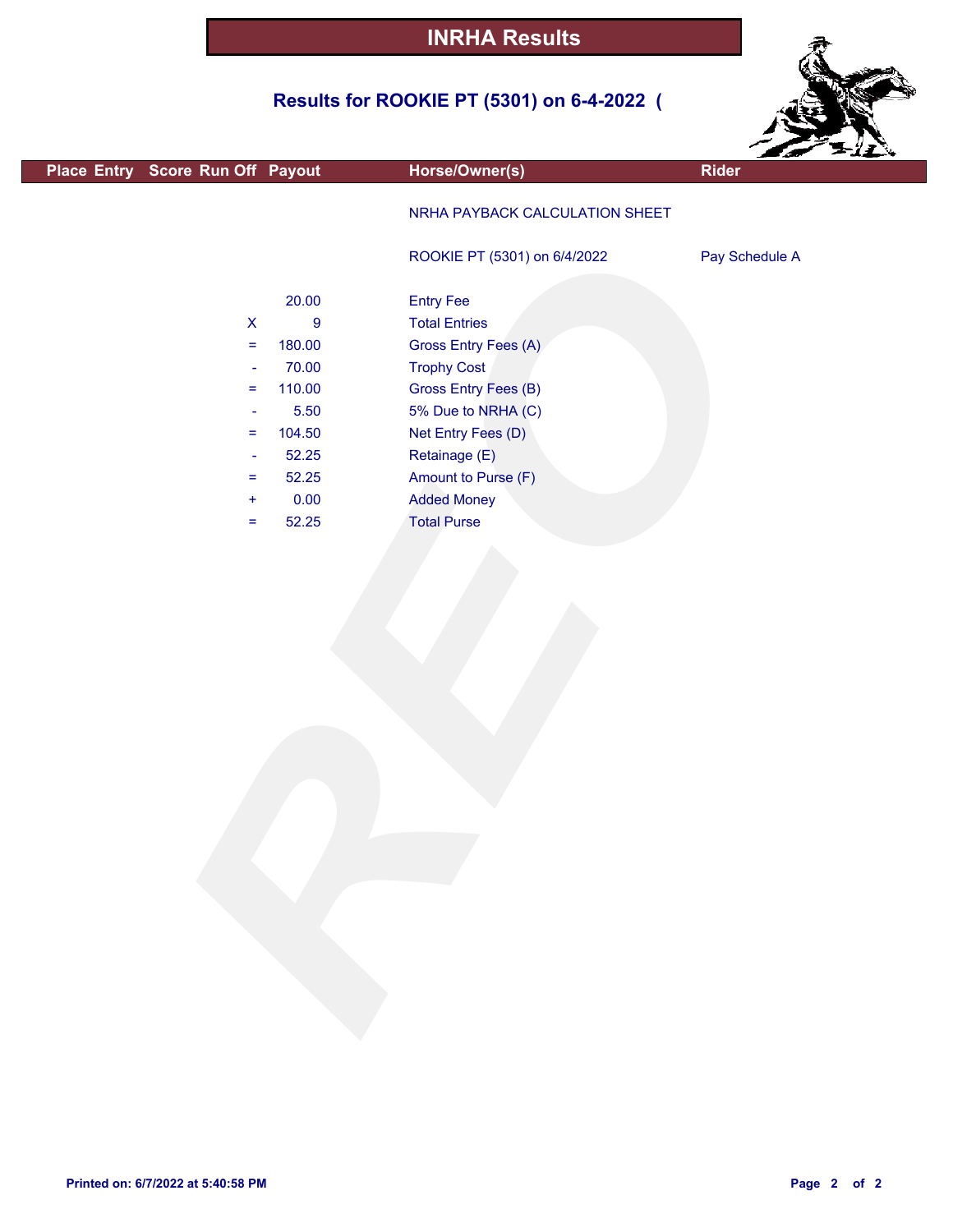# INRHA Results

## Results for ROOKIE PT (5301) on 6-4-2022 (

| Place | Entry | Score | Run Off | Payout | Horse/Owner(s) | Rider |
|---|---|---|---|---|---|---|
| | | | | | NRHA PAYBACK CALCULATION SHEET | |
| | | | | | ROOKIE PT (5301) on 6/4/2022 | Pay Schedule A |
| | | | | 20.00 | Entry Fee | |
| | | | X | 9 | Total Entries | |
| | | | = | 180.00 | Gross Entry Fees (A) | |
| | | | - | 70.00 | Trophy Cost | |
| | | | = | 110.00 | Gross Entry Fees (B) | |
| | | | - | 5.50 | 5% Due to NRHA (C) | |
| | | | = | 104.50 | Net Entry Fees (D) | |
| | | | - | 52.25 | Retainage (E) | |
| | | | = | 52.25 | Amount to Purse (F) | |
| | | | + | 0.00 | Added Money | |
| | | | = | 52.25 | Total Purse | |

Printed on: 6/7/2022 at 5:40:58 PM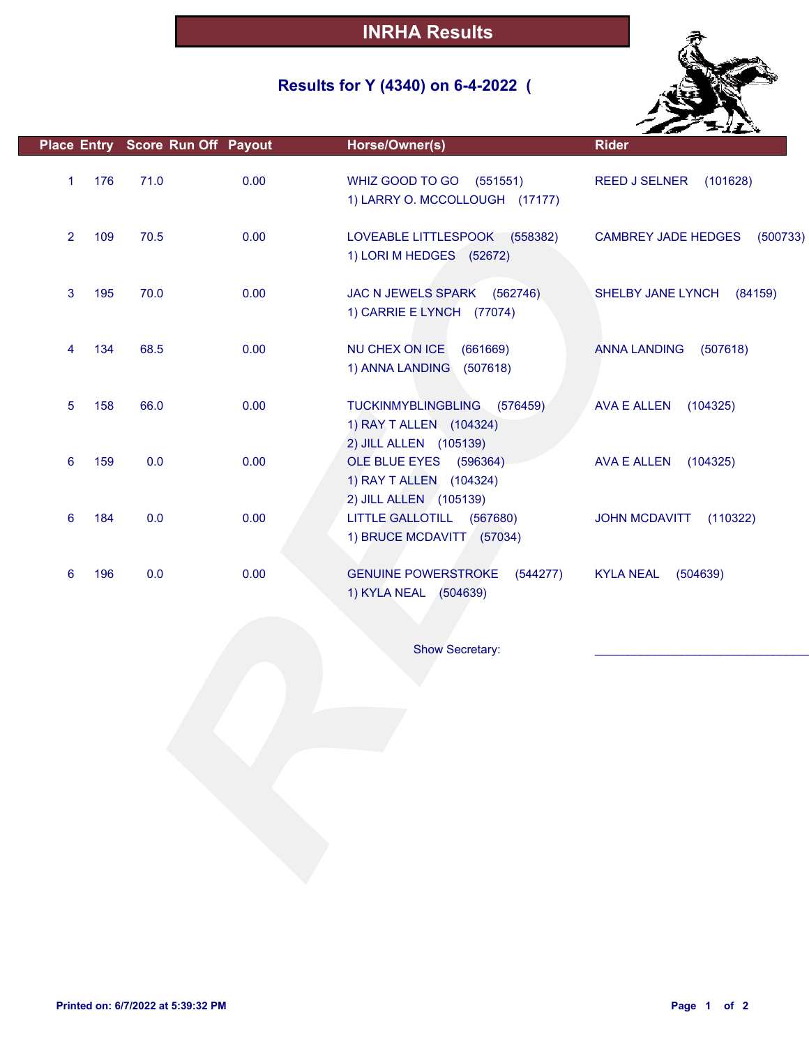# INRHA Results

## Results for Y (4340) on 6-4-2022 (

| Place | Entry | Score | Run Off | Payout | Horse/Owner(s) | Rider |
|---|---|---|---|---|---|---|
| 1 | 176 | 71.0 | | 0.00 | WHIZ GOOD TO GO (551551)<br>1) LARRY O. MCCOLLOUGH (17177) | REED J SELNER (101628) |
| 2 | 109 | 70.5 | | 0.00 | LOVEABLE LITTLESPOOK (558382)<br>1) LORI M HEDGES (52672) | CAMBREY JADE HEDGES (500733) |
| 3 | 195 | 70.0 | | 0.00 | JAC N JEWELS SPARK (562746)<br>1) CARRIE E LYNCH (77074) | SHELBY JANE LYNCH (84159) |
| 4 | 134 | 68.5 | | 0.00 | NU CHEX ON ICE (661669)<br>1) ANNA LANDING (507618) | ANNA LANDING (507618) |
| 5 | 158 | 66.0 | | 0.00 | TUCKINMYBLINGBLING (576459)<br>1) RAY T ALLEN (104324)<br>2) JILL ALLEN (105139) | AVA E ALLEN (104325) |
| 6 | 159 | 0.0 | | 0.00 | OLE BLUE EYES (596364)<br>1) RAY T ALLEN (104324)<br>2) JILL ALLEN (105139) | AVA E ALLEN (104325) |
| 6 | 184 | 0.0 | | 0.00 | LITTLE GALLOTILL (567680)<br>1) BRUCE MCDAVITT (57034) | JOHN MCDAVITT (110322) |
| 6 | 196 | 0.0 | | 0.00 | GENUINE POWERSTROKE (544277)<br>1) KYLA NEAL (504639) | KYLA NEAL (504639) |

Show Secretary: ______________________________

Printed on: 6/7/2022 at 5:39:32 PM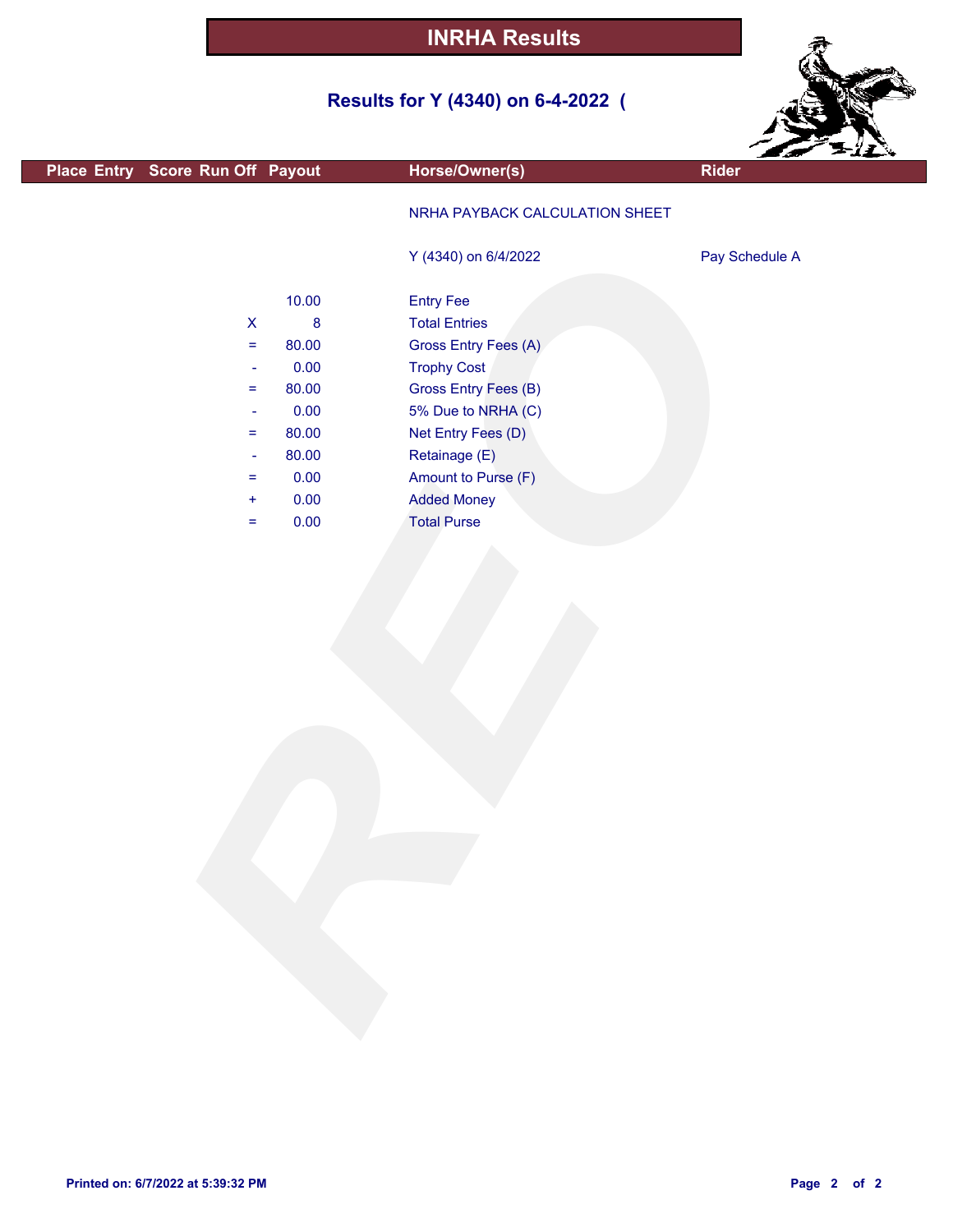# INRHA Results

## Results for Y (4340) on 6-4-2022 (

| Place | Entry | Score | Run Off | Payout | Horse/Owner(s) | Rider |
|---|---|---|---|---|---|---|

NRHA PAYBACK CALCULATION SHEET

Y (4340) on 6/4/2022 — Pay Schedule A

| | Amount | Item |
|---|---|---|
| | 10.00 | Entry Fee |
| X | 8 | Total Entries |
| = | 80.00 | Gross Entry Fees (A) |
| - | 0.00 | Trophy Cost |
| = | 80.00 | Gross Entry Fees (B) |
| - | 0.00 | 5% Due to NRHA (C) |
| = | 80.00 | Net Entry Fees (D) |
| - | 80.00 | Retainage (E) |
| = | 0.00 | Amount to Purse (F) |
| + | 0.00 | Added Money |
| = | 0.00 | Total Purse |

Printed on: 6/7/2022 at 5:39:32 PM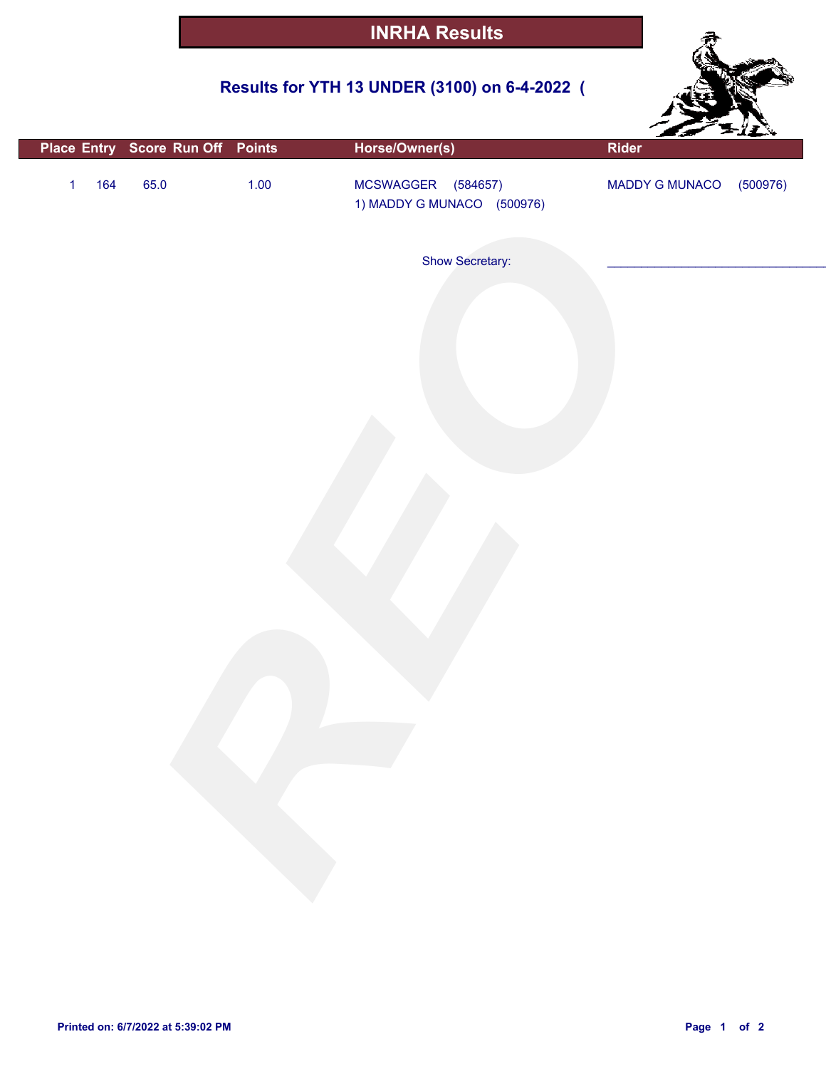# INRHA Results

## Results for YTH 13 UNDER (3100) on 6-4-2022 (

| Place | Entry | Score | Run Off | Points | Horse/Owner(s) | Rider |
|---|---|---|---|---|---|---|
| 1 | 164 | 65.0 | | 1.00 | MCSWAGGER (584657)<br>1) MADDY G MUNACO (500976) | MADDY G MUNACO (500976) |

Show Secretary: _______________________________

Printed on: 6/7/2022 at 5:39:02 PM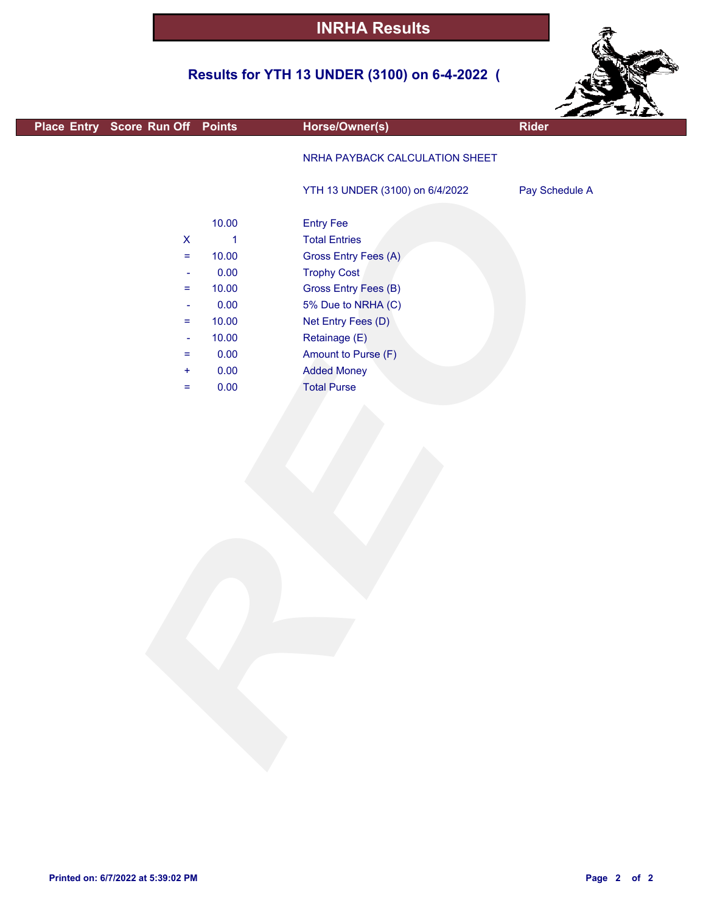# INRHA Results

## Results for YTH 13 UNDER (3100) on 6-4-2022 (

| Place | Entry | Score | Run Off | Points | Horse/Owner(s) | Rider |
|---|---|---|---|---|---|---|

NRHA PAYBACK CALCULATION SHEET

YTH 13 UNDER (3100) on 6/4/2022 — Pay Schedule A

| | | |
|---|---|---|
| | 10.00 | Entry Fee |
| X | 1 | Total Entries |
| = | 10.00 | Gross Entry Fees (A) |
| - | 0.00 | Trophy Cost |
| = | 10.00 | Gross Entry Fees (B) |
| - | 0.00 | 5% Due to NRHA (C) |
| = | 10.00 | Net Entry Fees (D) |
| - | 10.00 | Retainage (E) |
| = | 0.00 | Amount to Purse (F) |
| + | 0.00 | Added Money |
| = | 0.00 | Total Purse |

Printed on: 6/7/2022 at 5:39:02 PM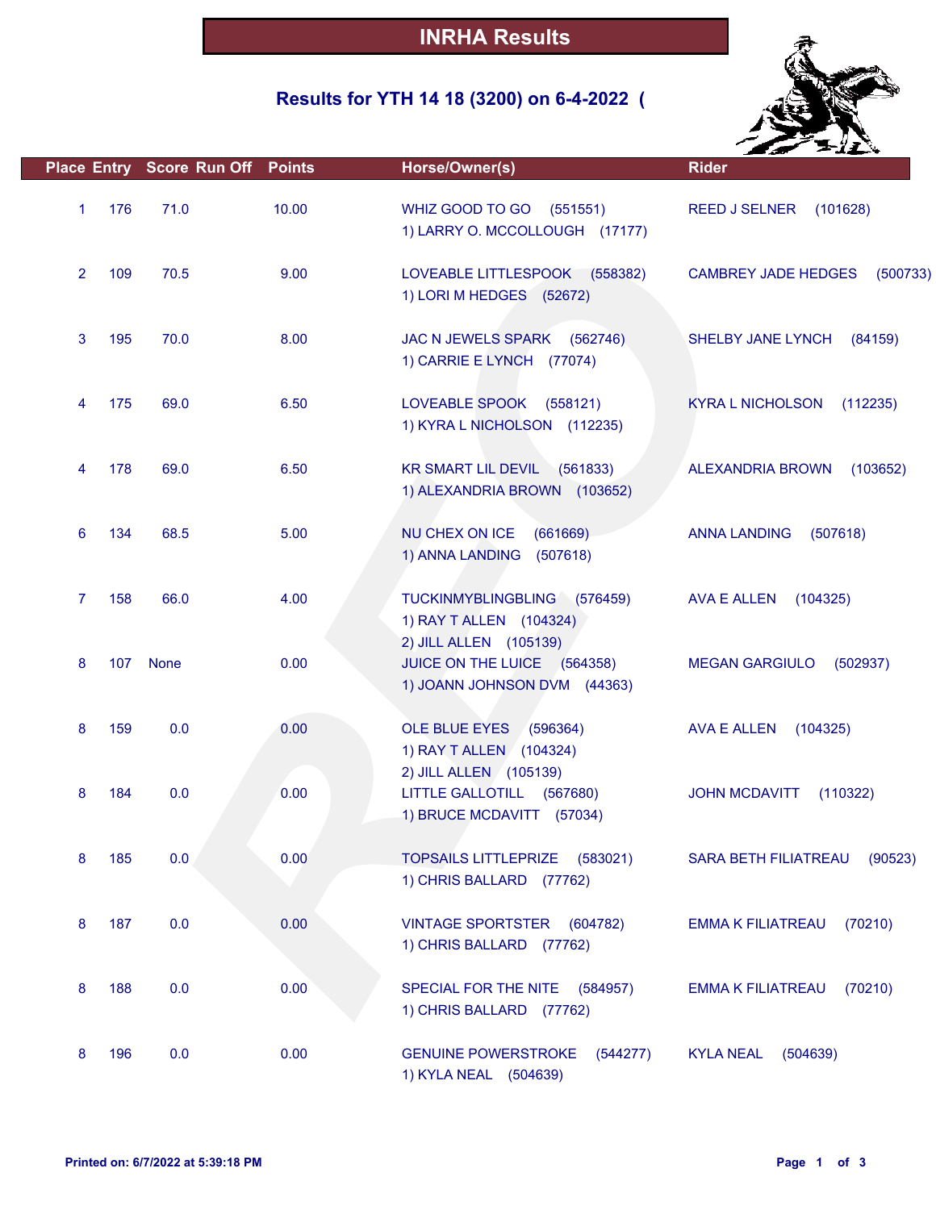# INRHA Results

## Results for YTH 14 18 (3200) on 6-4-2022 (

| Place | Entry | Score | Run Off | Points | Horse/Owner(s) | Rider |
|---|---|---|---|---|---|---|
| 1 | 176 | 71.0 | | 10.00 | WHIZ GOOD TO GO (551551)<br>1) LARRY O. MCCOLLOUGH (17177) | REED J SELNER (101628) |
| 2 | 109 | 70.5 | | 9.00 | LOVEABLE LITTLESPOOK (558382)<br>1) LORI M HEDGES (52672) | CAMBREY JADE HEDGES (500733) |
| 3 | 195 | 70.0 | | 8.00 | JAC N JEWELS SPARK (562746)<br>1) CARRIE E LYNCH (77074) | SHELBY JANE LYNCH (84159) |
| 4 | 175 | 69.0 | | 6.50 | LOVEABLE SPOOK (558121)<br>1) KYRA L NICHOLSON (112235) | KYRA L NICHOLSON (112235) |
| 4 | 178 | 69.0 | | 6.50 | KR SMART LIL DEVIL (561833)<br>1) ALEXANDRIA BROWN (103652) | ALEXANDRIA BROWN (103652) |
| 6 | 134 | 68.5 | | 5.00 | NU CHEX ON ICE (661669)<br>1) ANNA LANDING (507618) | ANNA LANDING (507618) |
| 7 | 158 | 66.0 | | 4.00 | TUCKINMYBLINGBLING (576459)<br>1) RAY T ALLEN (104324)<br>2) JILL ALLEN (105139) | AVA E ALLEN (104325) |
| 8 | 107 | None | | 0.00 | JUICE ON THE LUICE (564358)<br>1) JOANN JOHNSON DVM (44363) | MEGAN GARGIULO (502937) |
| 8 | 159 | 0.0 | | 0.00 | OLE BLUE EYES (596364)<br>1) RAY T ALLEN (104324)<br>2) JILL ALLEN (105139) | AVA E ALLEN (104325) |
| 8 | 184 | 0.0 | | 0.00 | LITTLE GALLOTILL (567680)<br>1) BRUCE MCDAVITT (57034) | JOHN MCDAVITT (110322) |
| 8 | 185 | 0.0 | | 0.00 | TOPSAILS LITTLEPRIZE (583021)<br>1) CHRIS BALLARD (77762) | SARA BETH FILIATREAU (90523) |
| 8 | 187 | 0.0 | | 0.00 | VINTAGE SPORTSTER (604782)<br>1) CHRIS BALLARD (77762) | EMMA K FILIATREAU (70210) |
| 8 | 188 | 0.0 | | 0.00 | SPECIAL FOR THE NITE (584957)<br>1) CHRIS BALLARD (77762) | EMMA K FILIATREAU (70210) |
| 8 | 196 | 0.0 | | 0.00 | GENUINE POWERSTROKE (544277)<br>1) KYLA NEAL (504639) | KYLA NEAL (504639) |

Printed on: 6/7/2022 at 5:39:18 PM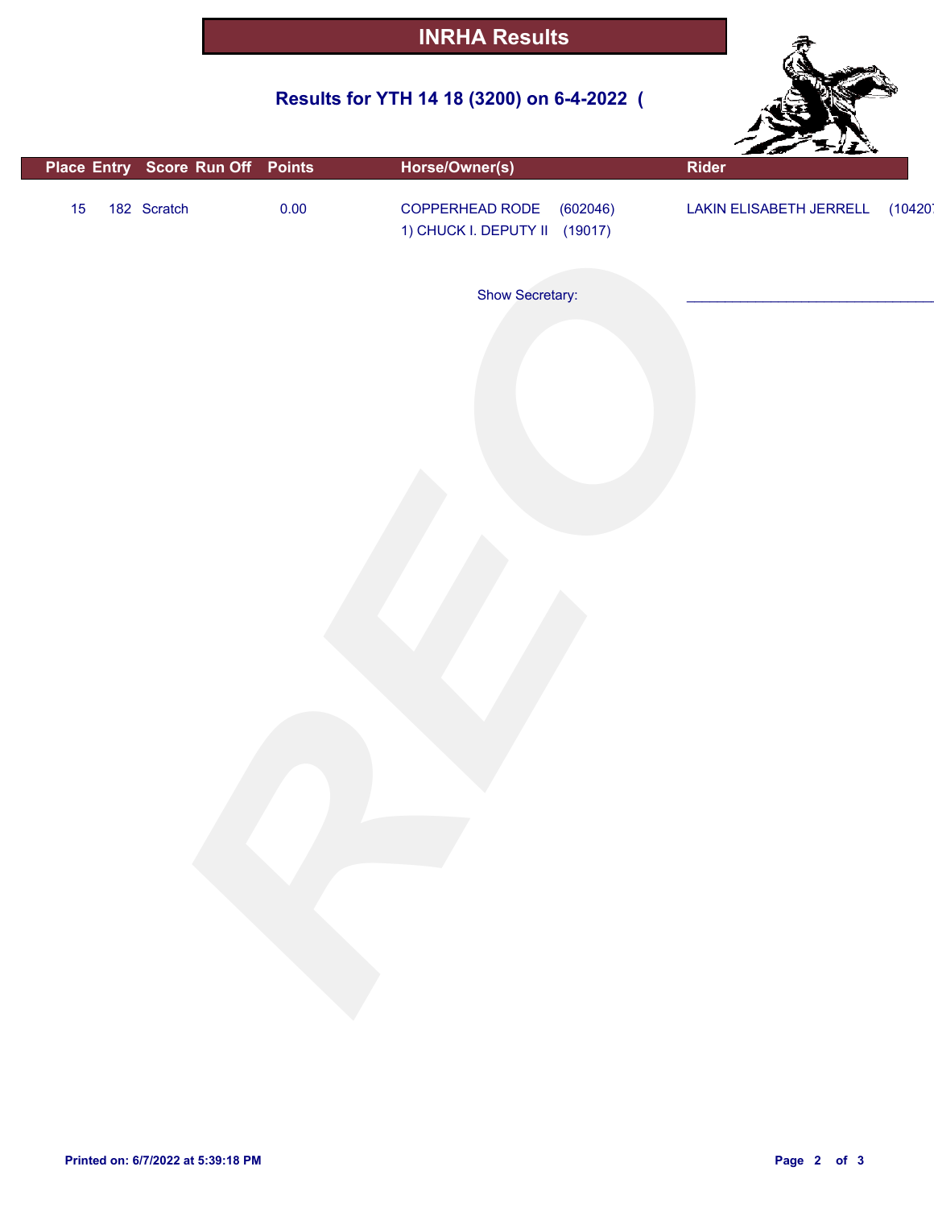# INRHA Results

## Results for YTH 14 18 (3200) on 6-4-2022 (

| Place | Entry | Score | Run Off | Points | Horse/Owner(s) | Rider |
|---|---|---|---|---|---|---|
| 15 | 182 | Scratch | | 0.00 | COPPERHEAD RODE (602046)<br>1) CHUCK I. DEPUTY II (19017) | LAKIN ELISABETH JERRELL (10420 |

Show Secretary: _______________________________

Printed on: 6/7/2022 at 5:39:18 PM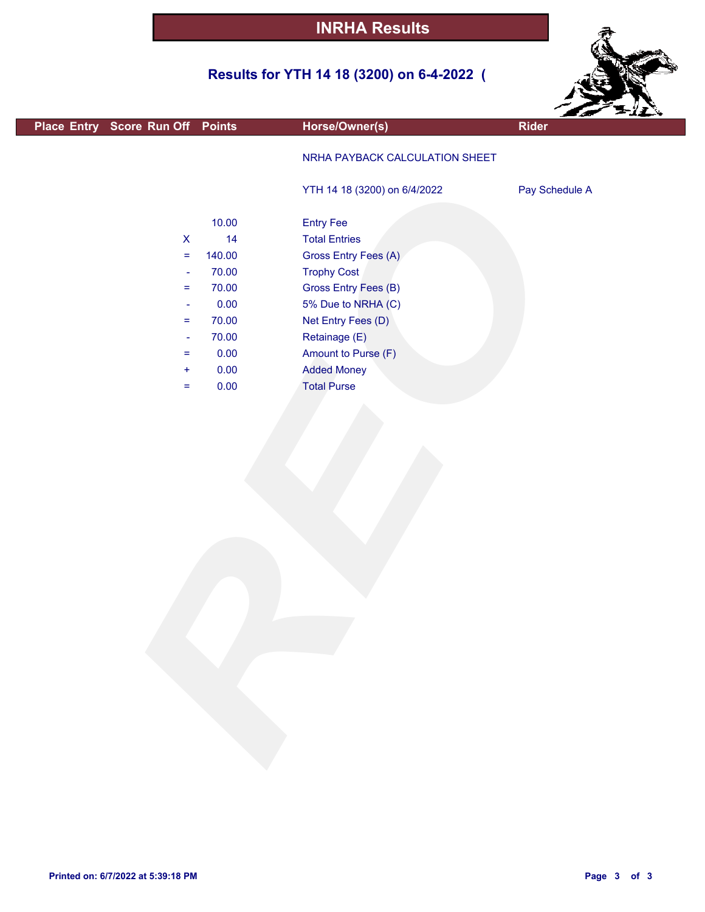# INRHA Results

## Results for YTH 14 18 (3200) on 6-4-2022 (

| Place | Entry | Score | Run Off | Points | Horse/Owner(s) | Rider |
|---|---|---|---|---|---|---|

NRHA PAYBACK CALCULATION SHEET

YTH 14 18 (3200) on 6/4/2022 — Pay Schedule A

| | Amount | Item |
|---|---|---|
| | 10.00 | Entry Fee |
| X | 14 | Total Entries |
| = | 140.00 | Gross Entry Fees (A) |
| - | 70.00 | Trophy Cost |
| = | 70.00 | Gross Entry Fees (B) |
| - | 0.00 | 5% Due to NRHA (C) |
| = | 70.00 | Net Entry Fees (D) |
| - | 70.00 | Retainage (E) |
| = | 0.00 | Amount to Purse (F) |
| + | 0.00 | Added Money |
| = | 0.00 | Total Purse |

Printed on: 6/7/2022 at 5:39:18 PM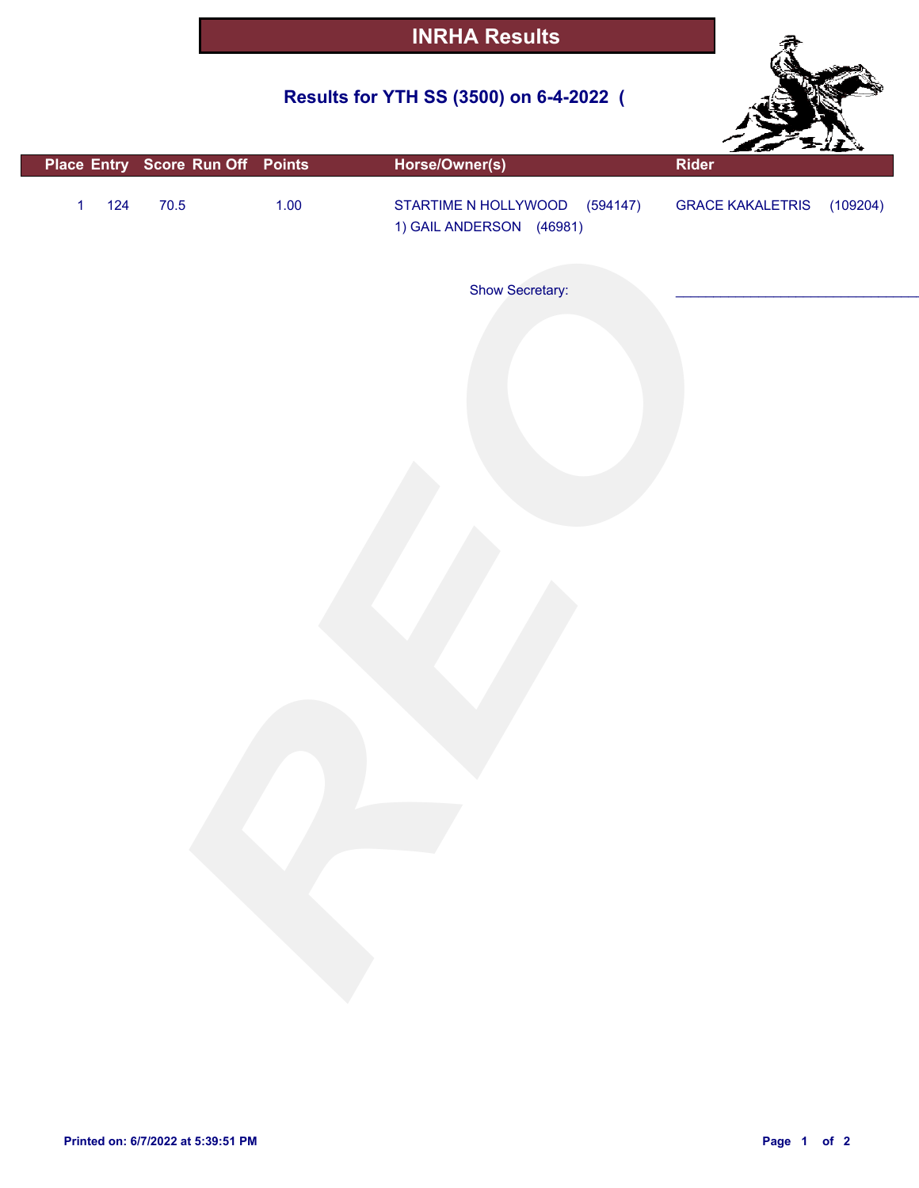# INRHA Results

## Results for YTH SS (3500) on 6-4-2022 (

| Place | Entry | Score | Run Off | Points | Horse/Owner(s) | Rider |
|---|---|---|---|---|---|---|
| 1 | 124 | 70.5 | | 1.00 | STARTIME N HOLLYWOOD (594147)<br>1) GAIL ANDERSON (46981) | GRACE KAKALETRIS (109204) |

Show Secretary: ______________________________

**Printed on: 6/7/2022 at 5:39:51 PM**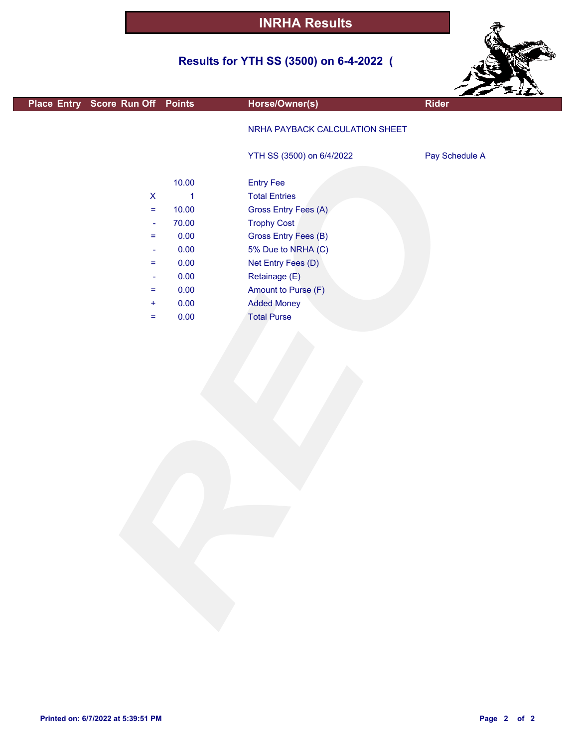# INRHA Results

## Results for YTH SS (3500) on 6-4-2022 (

| Place | Entry | Score | Run Off | Points | Horse/Owner(s) | Rider |
|---|---|---|---|---|---|---|

NRHA PAYBACK CALCULATION SHEET

YTH SS (3500) on 6/4/2022 — Pay Schedule A

| | | |
|---|---|---|
| | 10.00 | Entry Fee |
| X | 1 | Total Entries |
| = | 10.00 | Gross Entry Fees (A) |
| - | 70.00 | Trophy Cost |
| = | 0.00 | Gross Entry Fees (B) |
| - | 0.00 | 5% Due to NRHA (C) |
| = | 0.00 | Net Entry Fees (D) |
| - | 0.00 | Retainage (E) |
| = | 0.00 | Amount to Purse (F) |
| + | 0.00 | Added Money |
| = | 0.00 | Total Purse |

Printed on: 6/7/2022 at 5:39:51 PM